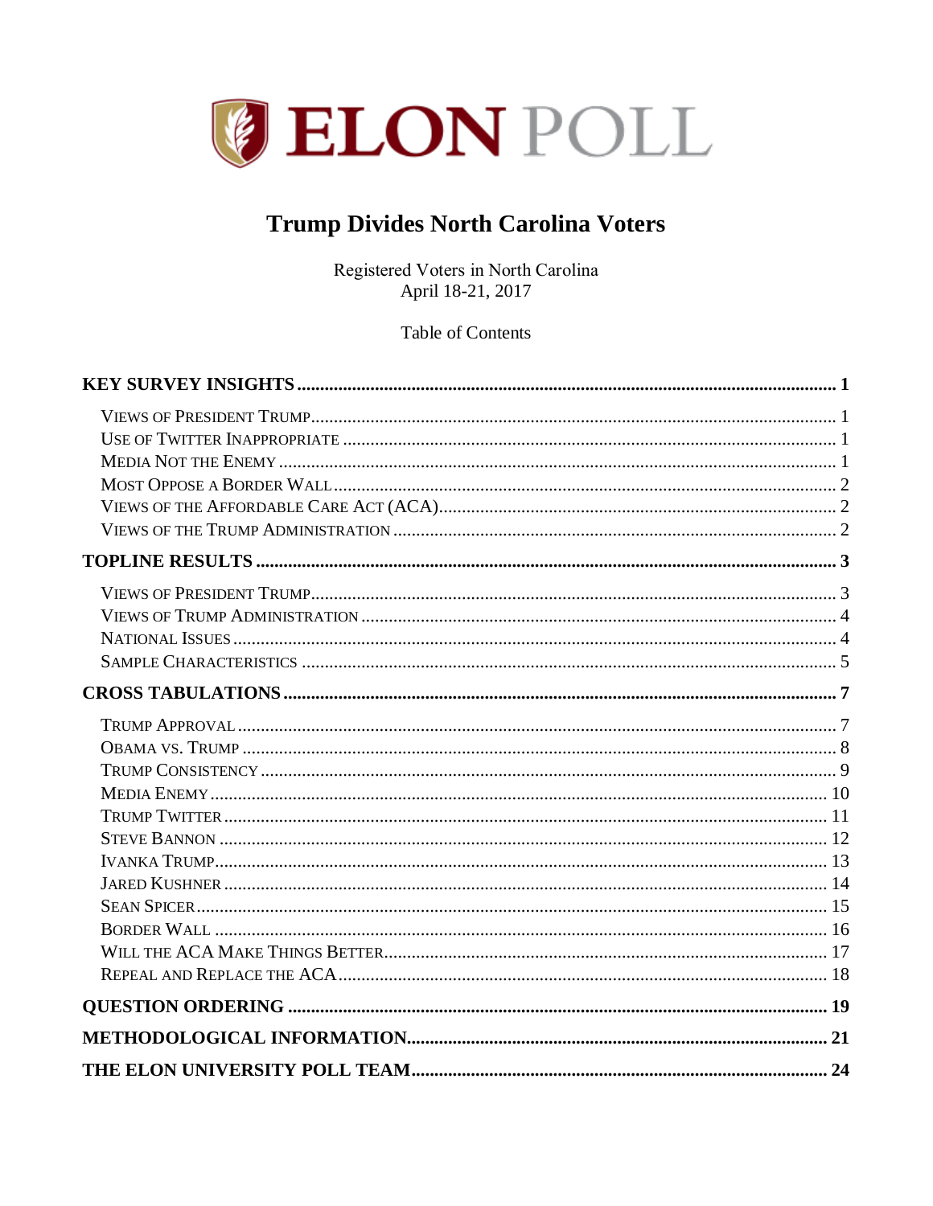# ELON POLL

## Trump Divides North Carolina Voters

Registered Voters in North Carolina
April 18-21, 2017

Table of Contents

**KEY SURVEY INSIGHTS** .......... **1**

- Views of President Trump .......... 1
- Use of Twitter Inappropriate .......... 1
- Media Not the Enemy .......... 1
- Most Oppose a Border Wall .......... 2
- Views of the Affordable Care Act (ACA) .......... 2
- Views of the Trump Administration .......... 2

**TOPLINE RESULTS** .......... **3**

- Views of President Trump .......... 3
- Views of Trump Administration .......... 4
- National Issues .......... 4
- Sample Characteristics .......... 5

**CROSS TABULATIONS** .......... **7**

- Trump Approval .......... 7
- Obama vs. Trump .......... 8
- Trump Consistency .......... 9
- Media Enemy .......... 10
- Trump Twitter .......... 11
- Steve Bannon .......... 12
- Ivanka Trump .......... 13
- Jared Kushner .......... 14
- Sean Spicer .......... 15
- Border Wall .......... 16
- Will the ACA Make Things Better .......... 17
- Repeal and Replace the ACA .......... 18

**QUESTION ORDERING** .......... **19**

**METHODOLOGICAL INFORMATION** .......... **21**

**THE ELON UNIVERSITY POLL TEAM** .......... **24**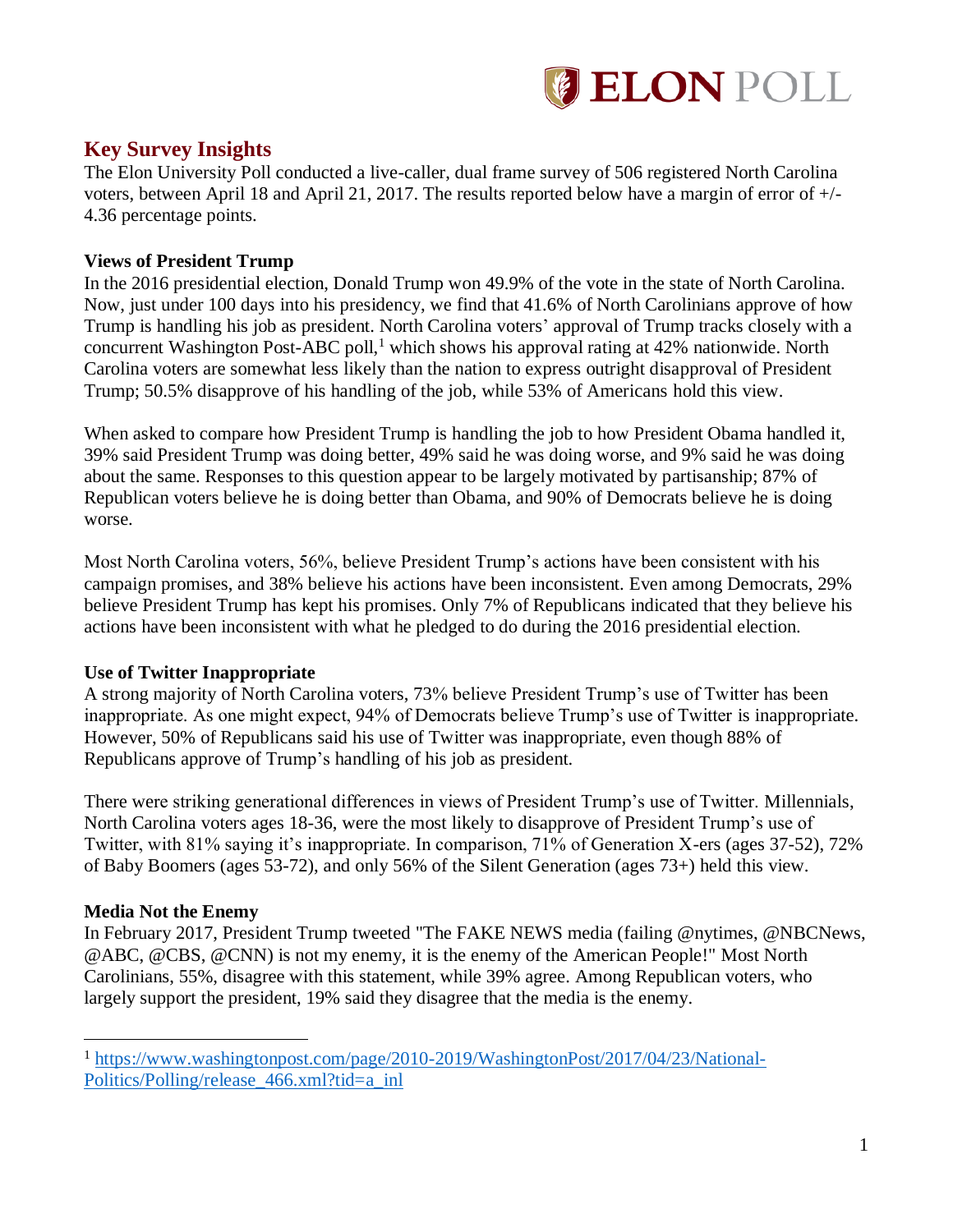## Key Survey Insights

The Elon University Poll conducted a live-caller, dual frame survey of 506 registered North Carolina voters, between April 18 and April 21, 2017. The results reported below have a margin of error of +/- 4.36 percentage points.

### Views of President Trump

In the 2016 presidential election, Donald Trump won 49.9% of the vote in the state of North Carolina. Now, just under 100 days into his presidency, we find that 41.6% of North Carolinians approve of how Trump is handling his job as president. North Carolina voters' approval of Trump tracks closely with a concurrent Washington Post-ABC poll,[1] which shows his approval rating at 42% nationwide. North Carolina voters are somewhat less likely than the nation to express outright disapproval of President Trump; 50.5% disapprove of his handling of the job, while 53% of Americans hold this view.

When asked to compare how President Trump is handling the job to how President Obama handled it, 39% said President Trump was doing better, 49% said he was doing worse, and 9% said he was doing about the same. Responses to this question appear to be largely motivated by partisanship; 87% of Republican voters believe he is doing better than Obama, and 90% of Democrats believe he is doing worse.

Most North Carolina voters, 56%, believe President Trump's actions have been consistent with his campaign promises, and 38% believe his actions have been inconsistent. Even among Democrats, 29% believe President Trump has kept his promises. Only 7% of Republicans indicated that they believe his actions have been inconsistent with what he pledged to do during the 2016 presidential election.

### Use of Twitter Inappropriate

A strong majority of North Carolina voters, 73% believe President Trump's use of Twitter has been inappropriate. As one might expect, 94% of Democrats believe Trump's use of Twitter is inappropriate. However, 50% of Republicans said his use of Twitter was inappropriate, even though 88% of Republicans approve of Trump's handling of his job as president.

There were striking generational differences in views of President Trump's use of Twitter. Millennials, North Carolina voters ages 18-36, were the most likely to disapprove of President Trump's use of Twitter, with 81% saying it's inappropriate. In comparison, 71% of Generation X-ers (ages 37-52), 72% of Baby Boomers (ages 53-72), and only 56% of the Silent Generation (ages 73+) held this view.

### Media Not the Enemy

In February 2017, President Trump tweeted "The FAKE NEWS media (failing @nytimes, @NBCNews, @ABC, @CBS, @CNN) is not my enemy, it is the enemy of the American People!" Most North Carolinians, 55%, disagree with this statement, while 39% agree. Among Republican voters, who largely support the president, 19% said they disagree that the media is the enemy.

---

[1] https://www.washingtonpost.com/page/2010-2019/WashingtonPost/2017/04/23/National-Politics/Polling/release_466.xml?tid=a_inl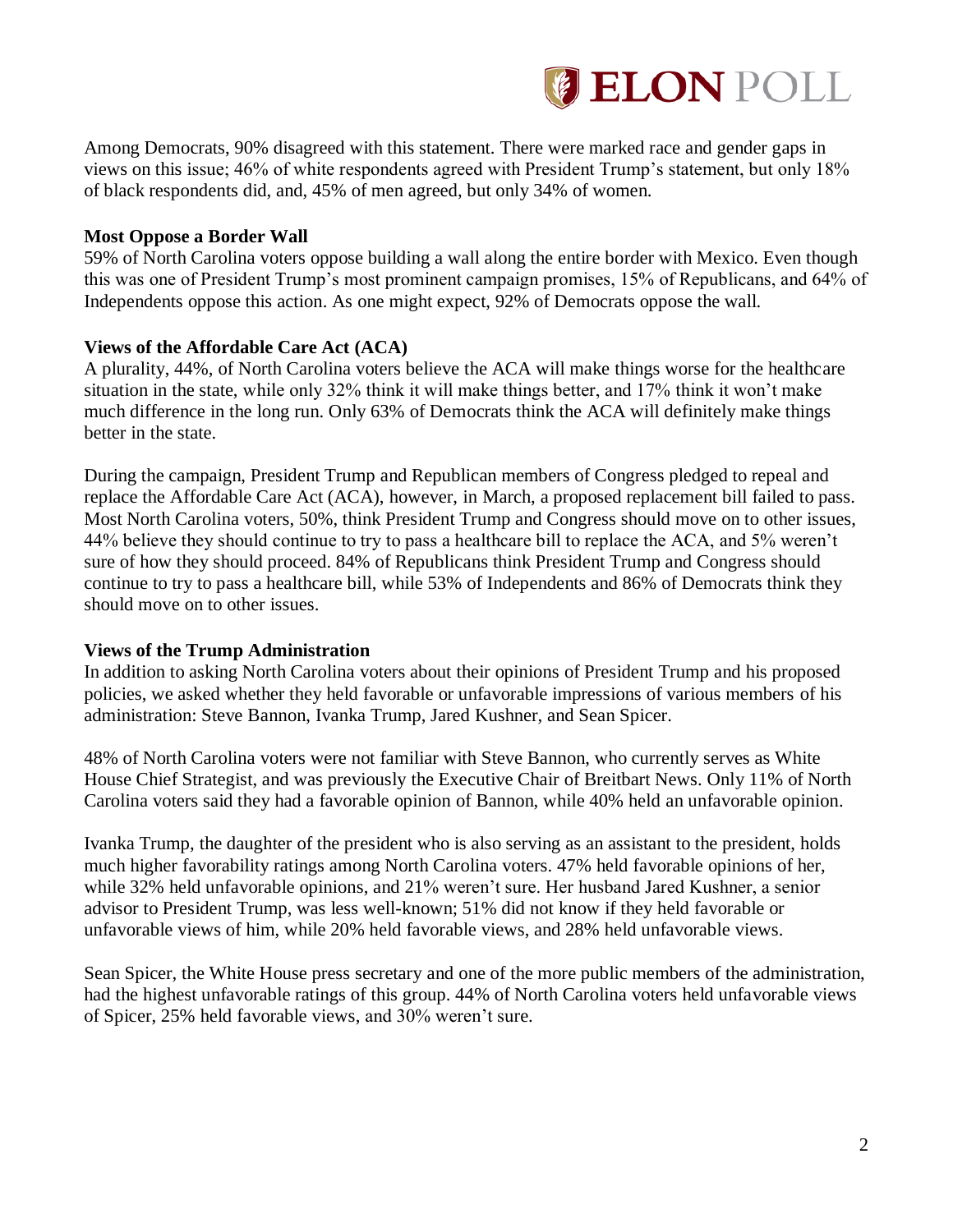Among Democrats, 90% disagreed with this statement. There were marked race and gender gaps in views on this issue; 46% of white respondents agreed with President Trump's statement, but only 18% of black respondents did, and, 45% of men agreed, but only 34% of women.

**Most Oppose a Border Wall**

59% of North Carolina voters oppose building a wall along the entire border with Mexico. Even though this was one of President Trump's most prominent campaign promises, 15% of Republicans, and 64% of Independents oppose this action. As one might expect, 92% of Democrats oppose the wall.

**Views of the Affordable Care Act (ACA)**

A plurality, 44%, of North Carolina voters believe the ACA will make things worse for the healthcare situation in the state, while only 32% think it will make things better, and 17% think it won't make much difference in the long run. Only 63% of Democrats think the ACA will definitely make things better in the state.

During the campaign, President Trump and Republican members of Congress pledged to repeal and replace the Affordable Care Act (ACA), however, in March, a proposed replacement bill failed to pass. Most North Carolina voters, 50%, think President Trump and Congress should move on to other issues, 44% believe they should continue to try to pass a healthcare bill to replace the ACA, and 5% weren't sure of how they should proceed. 84% of Republicans think President Trump and Congress should continue to try to pass a healthcare bill, while 53% of Independents and 86% of Democrats think they should move on to other issues.

**Views of the Trump Administration**

In addition to asking North Carolina voters about their opinions of President Trump and his proposed policies, we asked whether they held favorable or unfavorable impressions of various members of his administration: Steve Bannon, Ivanka Trump, Jared Kushner, and Sean Spicer.

48% of North Carolina voters were not familiar with Steve Bannon, who currently serves as White House Chief Strategist, and was previously the Executive Chair of Breitbart News. Only 11% of North Carolina voters said they had a favorable opinion of Bannon, while 40% held an unfavorable opinion.

Ivanka Trump, the daughter of the president who is also serving as an assistant to the president, holds much higher favorability ratings among North Carolina voters. 47% held favorable opinions of her, while 32% held unfavorable opinions, and 21% weren't sure. Her husband Jared Kushner, a senior advisor to President Trump, was less well-known; 51% did not know if they held favorable or unfavorable views of him, while 20% held favorable views, and 28% held unfavorable views.

Sean Spicer, the White House press secretary and one of the more public members of the administration, had the highest unfavorable ratings of this group. 44% of North Carolina voters held unfavorable views of Spicer, 25% held favorable views, and 30% weren't sure.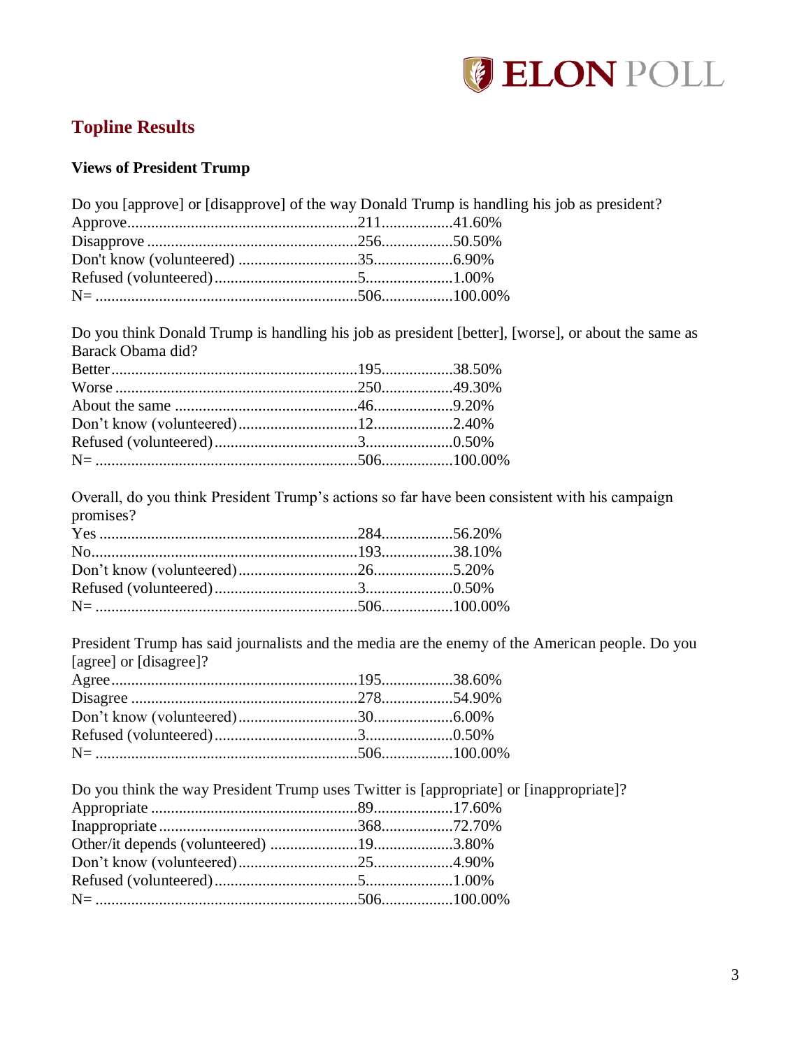## Topline Results

### Views of President Trump

Do you [approve] or [disapprove] of the way Donald Trump is handling his job as president?

| | | |
|---|---|---|
| Approve | 211 | 41.60% |
| Disapprove | 256 | 50.50% |
| Don't know (volunteered) | 35 | 6.90% |
| Refused (volunteered) | 5 | 1.00% |
| N= | 506 | 100.00% |

Do you think Donald Trump is handling his job as president [better], [worse], or about the same as Barack Obama did?

| | | |
|---|---|---|
| Better | 195 | 38.50% |
| Worse | 250 | 49.30% |
| About the same | 46 | 9.20% |
| Don't know (volunteered) | 12 | 2.40% |
| Refused (volunteered) | 3 | 0.50% |
| N= | 506 | 100.00% |

Overall, do you think President Trump's actions so far have been consistent with his campaign promises?

| | | |
|---|---|---|
| Yes | 284 | 56.20% |
| No | 193 | 38.10% |
| Don't know (volunteered) | 26 | 5.20% |
| Refused (volunteered) | 3 | 0.50% |
| N= | 506 | 100.00% |

President Trump has said journalists and the media are the enemy of the American people. Do you [agree] or [disagree]?

| | | |
|---|---|---|
| Agree | 195 | 38.60% |
| Disagree | 278 | 54.90% |
| Don't know (volunteered) | 30 | 6.00% |
| Refused (volunteered) | 3 | 0.50% |
| N= | 506 | 100.00% |

Do you think the way President Trump uses Twitter is [appropriate] or [inappropriate]?

| | | |
|---|---|---|
| Appropriate | 89 | 17.60% |
| Inappropriate | 368 | 72.70% |
| Other/it depends (volunteered) | 19 | 3.80% |
| Don't know (volunteered) | 25 | 4.90% |
| Refused (volunteered) | 5 | 1.00% |
| N= | 506 | 100.00% |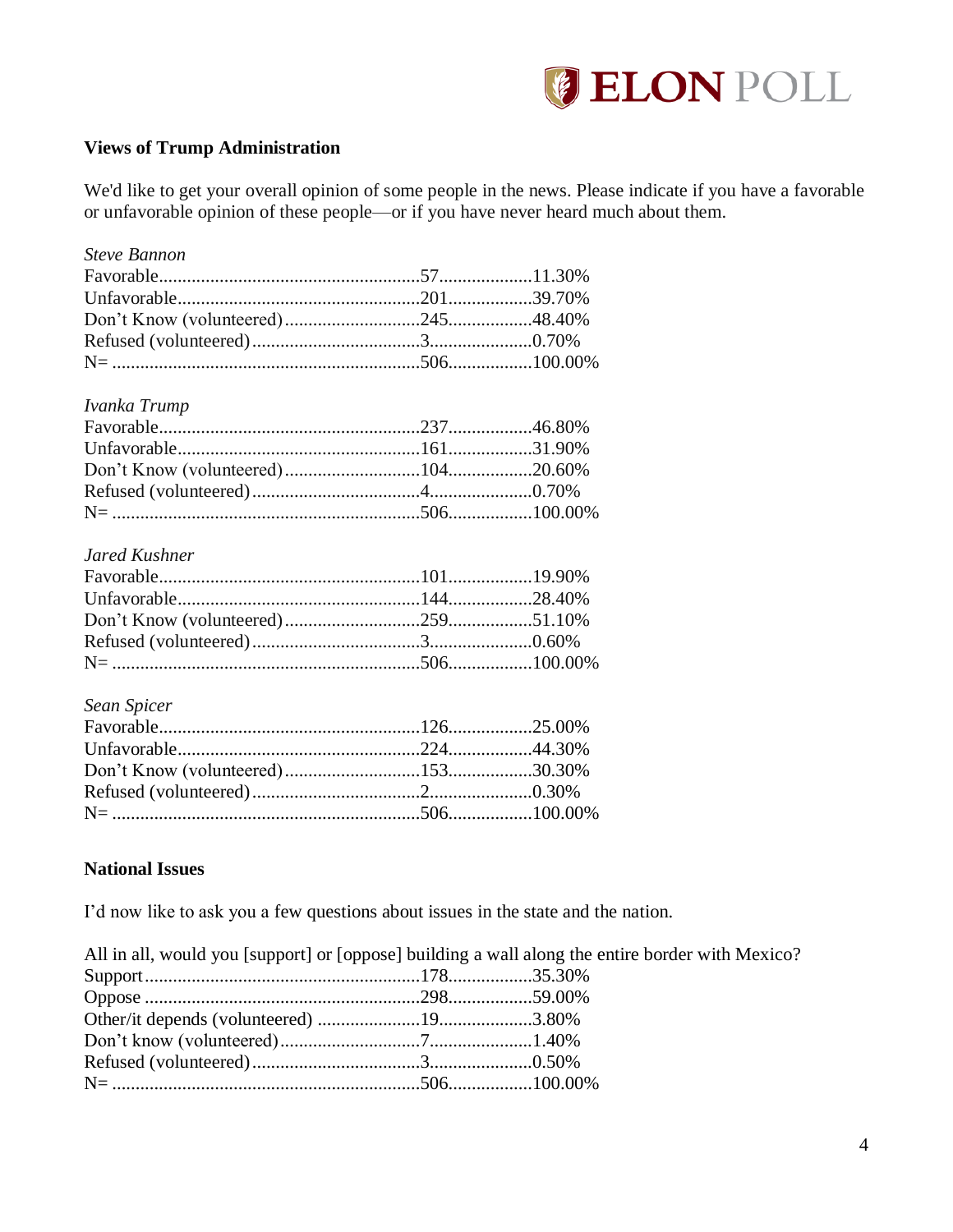### Views of Trump Administration

We'd like to get your overall opinion of some people in the news. Please indicate if you have a favorable or unfavorable opinion of these people—or if you have never heard much about them.

*Steve Bannon*

| | | |
|---|---|---|
| Favorable | 57 | 11.30% |
| Unfavorable | 201 | 39.70% |
| Don't Know (volunteered) | 245 | 48.40% |
| Refused (volunteered) | 3 | 0.70% |
| N= | 506 | 100.00% |

*Ivanka Trump*

| | | |
|---|---|---|
| Favorable | 237 | 46.80% |
| Unfavorable | 161 | 31.90% |
| Don't Know (volunteered) | 104 | 20.60% |
| Refused (volunteered) | 4 | 0.70% |
| N= | 506 | 100.00% |

*Jared Kushner*

| | | |
|---|---|---|
| Favorable | 101 | 19.90% |
| Unfavorable | 144 | 28.40% |
| Don't Know (volunteered) | 259 | 51.10% |
| Refused (volunteered) | 3 | 0.60% |
| N= | 506 | 100.00% |

*Sean Spicer*

| | | |
|---|---|---|
| Favorable | 126 | 25.00% |
| Unfavorable | 224 | 44.30% |
| Don't Know (volunteered) | 153 | 30.30% |
| Refused (volunteered) | 2 | 0.30% |
| N= | 506 | 100.00% |

### National Issues

I'd now like to ask you a few questions about issues in the state and the nation.

All in all, would you [support] or [oppose] building a wall along the entire border with Mexico?

| | | |
|---|---|---|
| Support | 178 | 35.30% |
| Oppose | 298 | 59.00% |
| Other/it depends (volunteered) | 19 | 3.80% |
| Don't know (volunteered) | 7 | 1.40% |
| Refused (volunteered) | 3 | 0.50% |
| N= | 506 | 100.00% |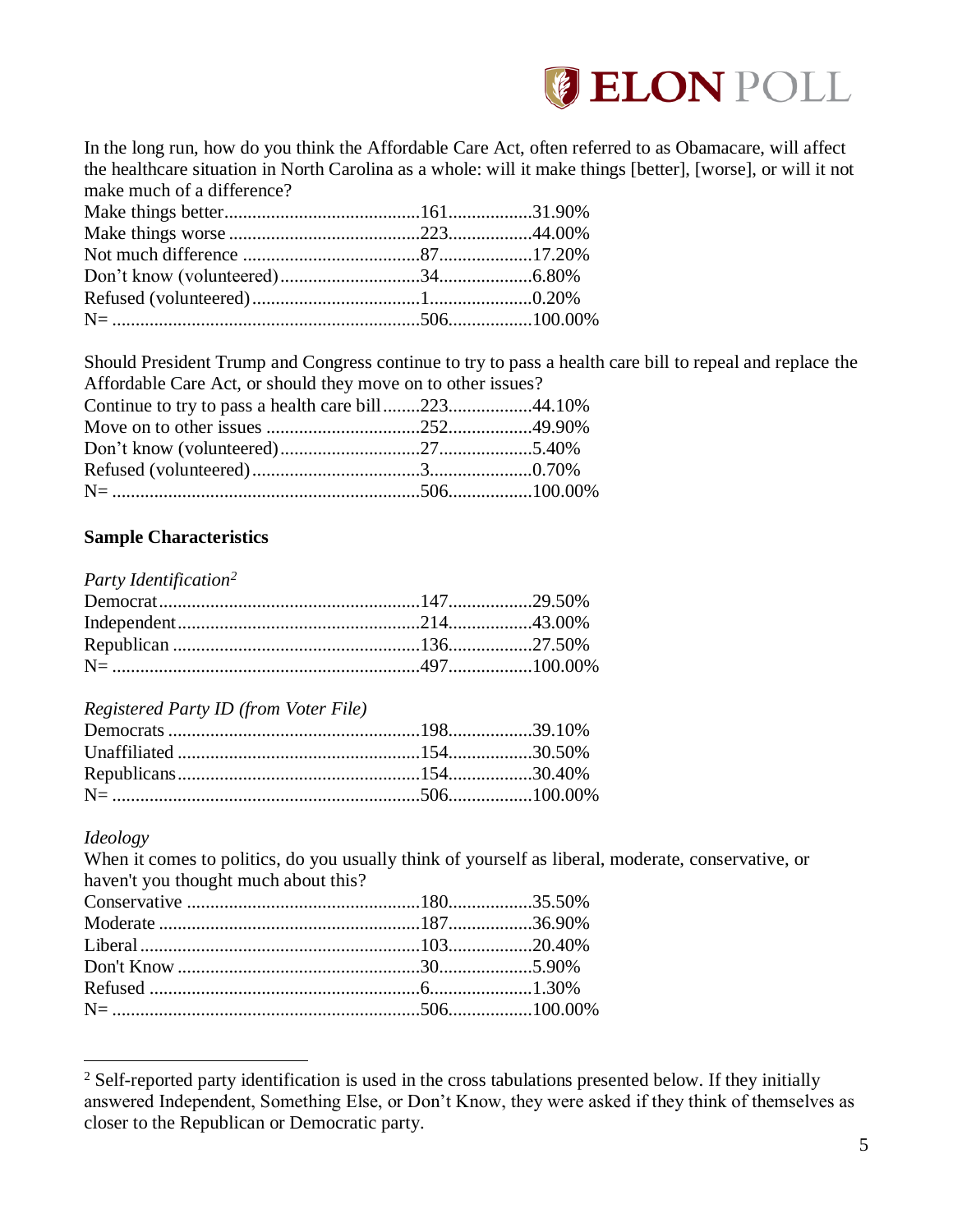In the long run, how do you think the Affordable Care Act, often referred to as Obamacare, will affect the healthcare situation in North Carolina as a whole: will it make things [better], [worse], or will it not make much of a difference?

| | | |
|---|---|---|
| Make things better | 161 | 31.90% |
| Make things worse | 223 | 44.00% |
| Not much difference | 87 | 17.20% |
| Don't know (volunteered) | 34 | 6.80% |
| Refused (volunteered) | 1 | 0.20% |
| N= | 506 | 100.00% |

Should President Trump and Congress continue to try to pass a health care bill to repeal and replace the Affordable Care Act, or should they move on to other issues?

| | | |
|---|---|---|
| Continue to try to pass a health care bill | 223 | 44.10% |
| Move on to other issues | 252 | 49.90% |
| Don't know (volunteered) | 27 | 5.40% |
| Refused (volunteered) | 3 | 0.70% |
| N= | 506 | 100.00% |

**Sample Characteristics**

*Party Identification*[2]

| | | |
|---|---|---|
| Democrat | 147 | 29.50% |
| Independent | 214 | 43.00% |
| Republican | 136 | 27.50% |
| N= | 497 | 100.00% |

*Registered Party ID (from Voter File)*

| | | |
|---|---|---|
| Democrats | 198 | 39.10% |
| Unaffiliated | 154 | 30.50% |
| Republicans | 154 | 30.40% |
| N= | 506 | 100.00% |

*Ideology*

When it comes to politics, do you usually think of yourself as liberal, moderate, conservative, or haven't you thought much about this?

| | | |
|---|---|---|
| Conservative | 180 | 35.50% |
| Moderate | 187 | 36.90% |
| Liberal | 103 | 20.40% |
| Don't Know | 30 | 5.90% |
| Refused | 6 | 1.30% |
| N= | 506 | 100.00% |

[2] Self-reported party identification is used in the cross tabulations presented below. If they initially answered Independent, Something Else, or Don't Know, they were asked if they think of themselves as closer to the Republican or Democratic party.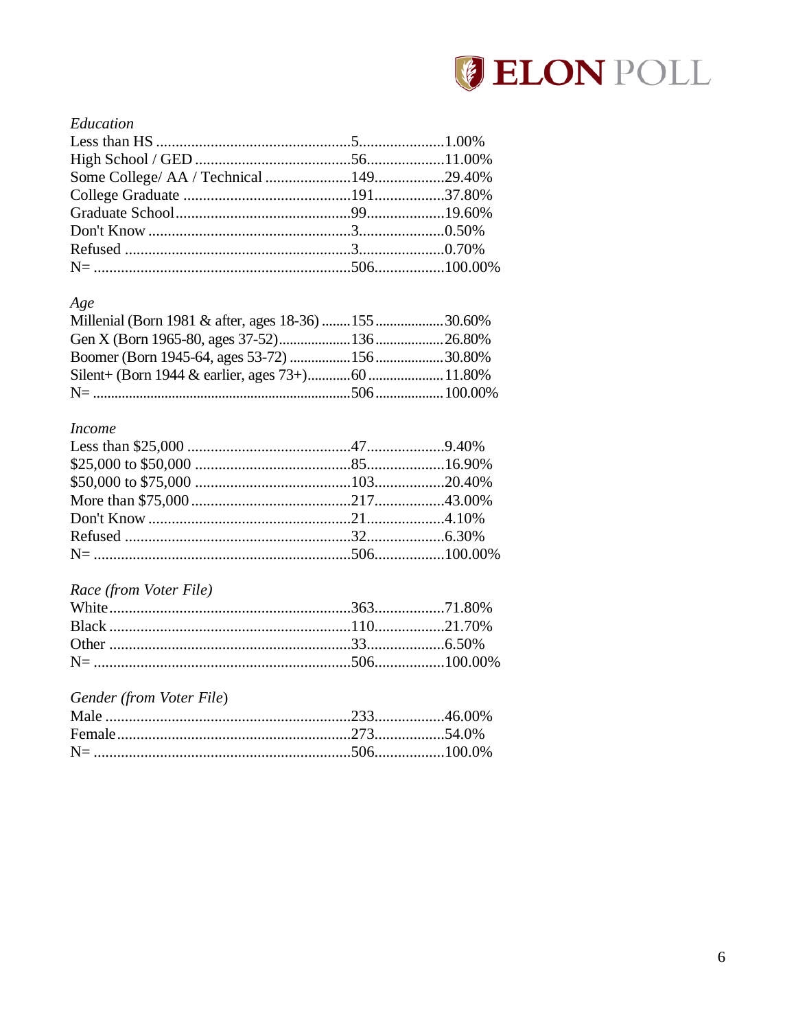*Education*

| | | |
|---|---|---|
| Less than HS | 5 | 1.00% |
| High School / GED | 56 | 11.00% |
| Some College/ AA / Technical | 149 | 29.40% |
| College Graduate | 191 | 37.80% |
| Graduate School | 99 | 19.60% |
| Don't Know | 3 | 0.50% |
| Refused | 3 | 0.70% |
| N= | 506 | 100.00% |

*Age*

| | | |
|---|---|---|
| Millenial (Born 1981 & after, ages 18-36) | 155 | 30.60% |
| Gen X (Born 1965-80, ages 37-52) | 136 | 26.80% |
| Boomer (Born 1945-64, ages 53-72) | 156 | 30.80% |
| Silent+ (Born 1944 & earlier, ages 73+) | 60 | 11.80% |
| N= | 506 | 100.00% |

*Income*

| | | |
|---|---|---|
| Less than $25,000 | 47 | 9.40% |
| $25,000 to $50,000 | 85 | 16.90% |
| $50,000 to $75,000 | 103 | 20.40% |
| More than $75,000 | 217 | 43.00% |
| Don't Know | 21 | 4.10% |
| Refused | 32 | 6.30% |
| N= | 506 | 100.00% |

*Race (from Voter File)*

| | | |
|---|---|---|
| White | 363 | 71.80% |
| Black | 110 | 21.70% |
| Other | 33 | 6.50% |
| N= | 506 | 100.00% |

*Gender (from Voter File)*

| | | |
|---|---|---|
| Male | 233 | 46.00% |
| Female | 273 | 54.0% |
| N= | 506 | 100.0% |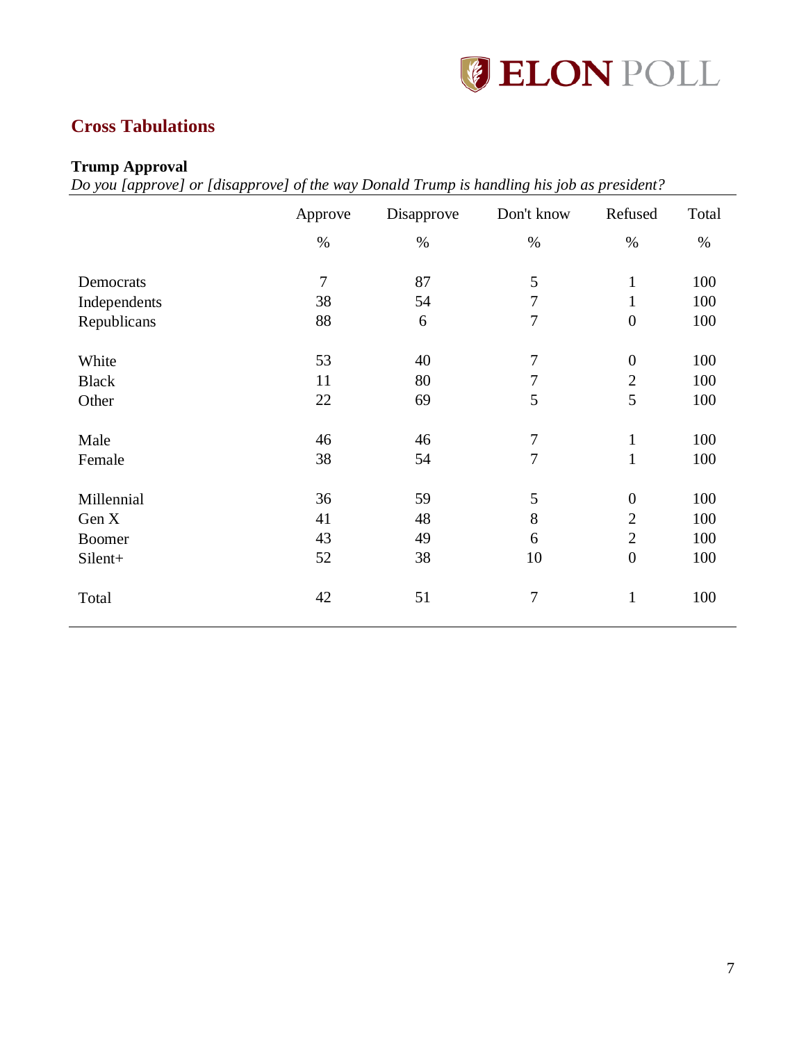## Cross Tabulations

**Trump Approval**

*Do you [approve] or [disapprove] of the way Donald Trump is handling his job as president?*

| | Approve | Disapprove | Don't know | Refused | Total |
|---|---|---|---|---|---|
| | % | % | % | % | % |
| Democrats | 7 | 87 | 5 | 1 | 100 |
| Independents | 38 | 54 | 7 | 1 | 100 |
| Republicans | 88 | 6 | 7 | 0 | 100 |
| White | 53 | 40 | 7 | 0 | 100 |
| Black | 11 | 80 | 7 | 2 | 100 |
| Other | 22 | 69 | 5 | 5 | 100 |
| Male | 46 | 46 | 7 | 1 | 100 |
| Female | 38 | 54 | 7 | 1 | 100 |
| Millennial | 36 | 59 | 5 | 0 | 100 |
| Gen X | 41 | 48 | 8 | 2 | 100 |
| Boomer | 43 | 49 | 6 | 2 | 100 |
| Silent+ | 52 | 38 | 10 | 0 | 100 |
| Total | 42 | 51 | 7 | 1 | 100 |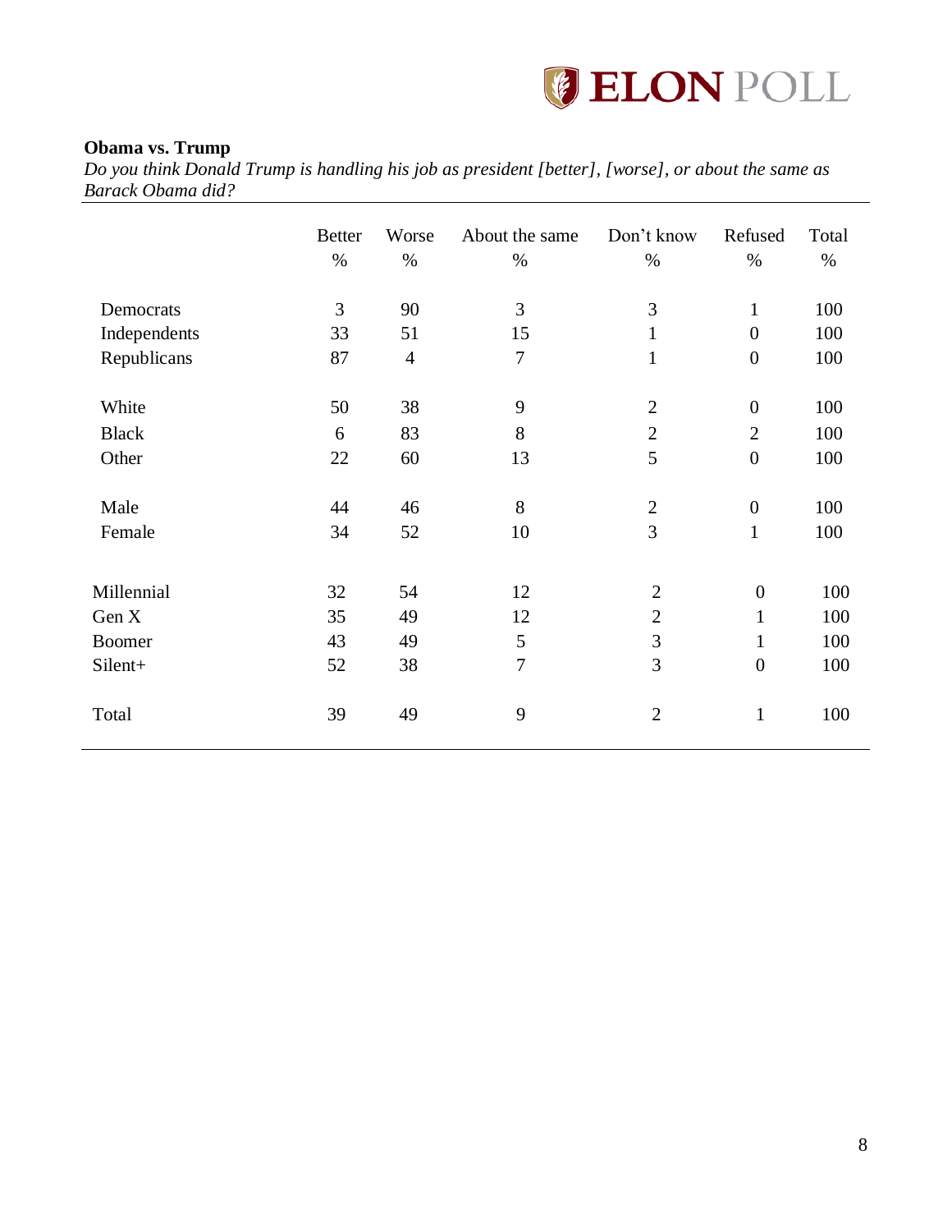**Obama vs. Trump**

*Do you think Donald Trump is handling his job as president [better], [worse], or about the same as Barack Obama did?*

| | Better | Worse | About the same | Don't know | Refused | Total |
|---|---|---|---|---|---|---|
| | % | % | % | % | % | % |
| Democrats | 3 | 90 | 3 | 3 | 1 | 100 |
| Independents | 33 | 51 | 15 | 1 | 0 | 100 |
| Republicans | 87 | 4 | 7 | 1 | 0 | 100 |
| White | 50 | 38 | 9 | 2 | 0 | 100 |
| Black | 6 | 83 | 8 | 2 | 2 | 100 |
| Other | 22 | 60 | 13 | 5 | 0 | 100 |
| Male | 44 | 46 | 8 | 2 | 0 | 100 |
| Female | 34 | 52 | 10 | 3 | 1 | 100 |
| Millennial | 32 | 54 | 12 | 2 | 0 | 100 |
| Gen X | 35 | 49 | 12 | 2 | 1 | 100 |
| Boomer | 43 | 49 | 5 | 3 | 1 | 100 |
| Silent+ | 52 | 38 | 7 | 3 | 0 | 100 |
| Total | 39 | 49 | 9 | 2 | 1 | 100 |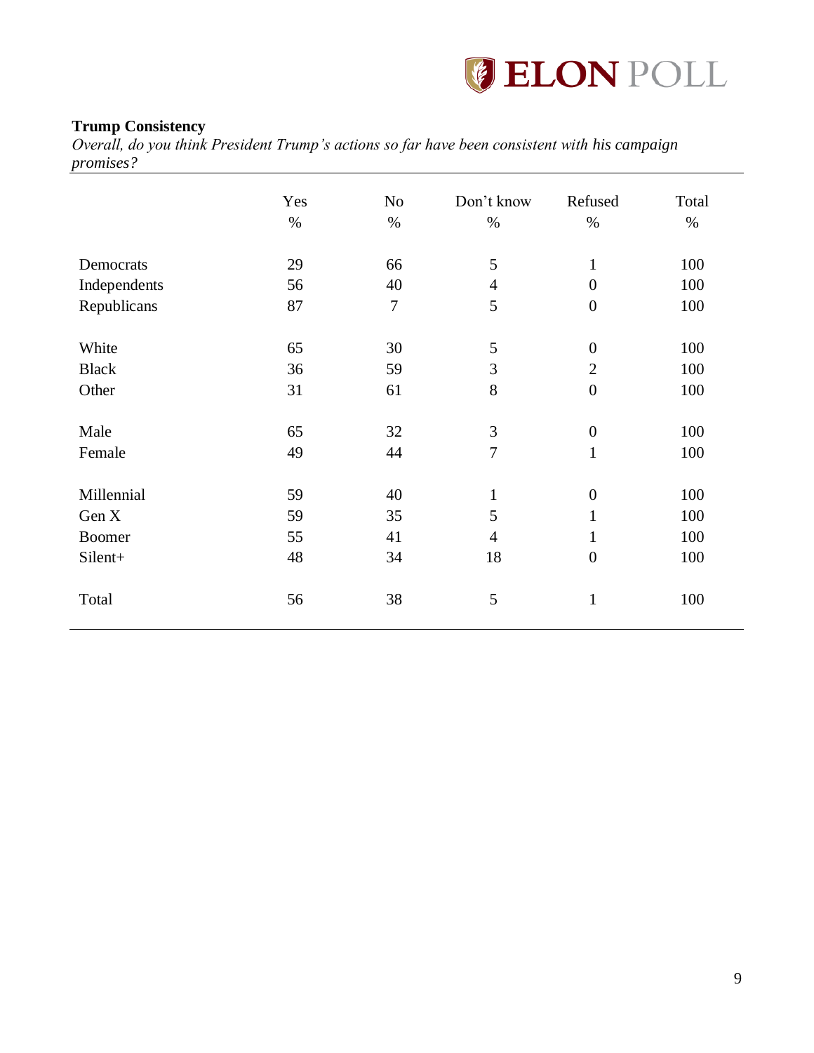**Trump Consistency**

*Overall, do you think President Trump's actions so far have been consistent with his campaign promises?*

| | Yes | No | Don't know | Refused | Total |
|---|---|---|---|---|---|
| | % | % | % | % | % |
| Democrats | 29 | 66 | 5 | 1 | 100 |
| Independents | 56 | 40 | 4 | 0 | 100 |
| Republicans | 87 | 7 | 5 | 0 | 100 |
| White | 65 | 30 | 5 | 0 | 100 |
| Black | 36 | 59 | 3 | 2 | 100 |
| Other | 31 | 61 | 8 | 0 | 100 |
| Male | 65 | 32 | 3 | 0 | 100 |
| Female | 49 | 44 | 7 | 1 | 100 |
| Millennial | 59 | 40 | 1 | 0 | 100 |
| Gen X | 59 | 35 | 5 | 1 | 100 |
| Boomer | 55 | 41 | 4 | 1 | 100 |
| Silent+ | 48 | 34 | 18 | 0 | 100 |
| Total | 56 | 38 | 5 | 1 | 100 |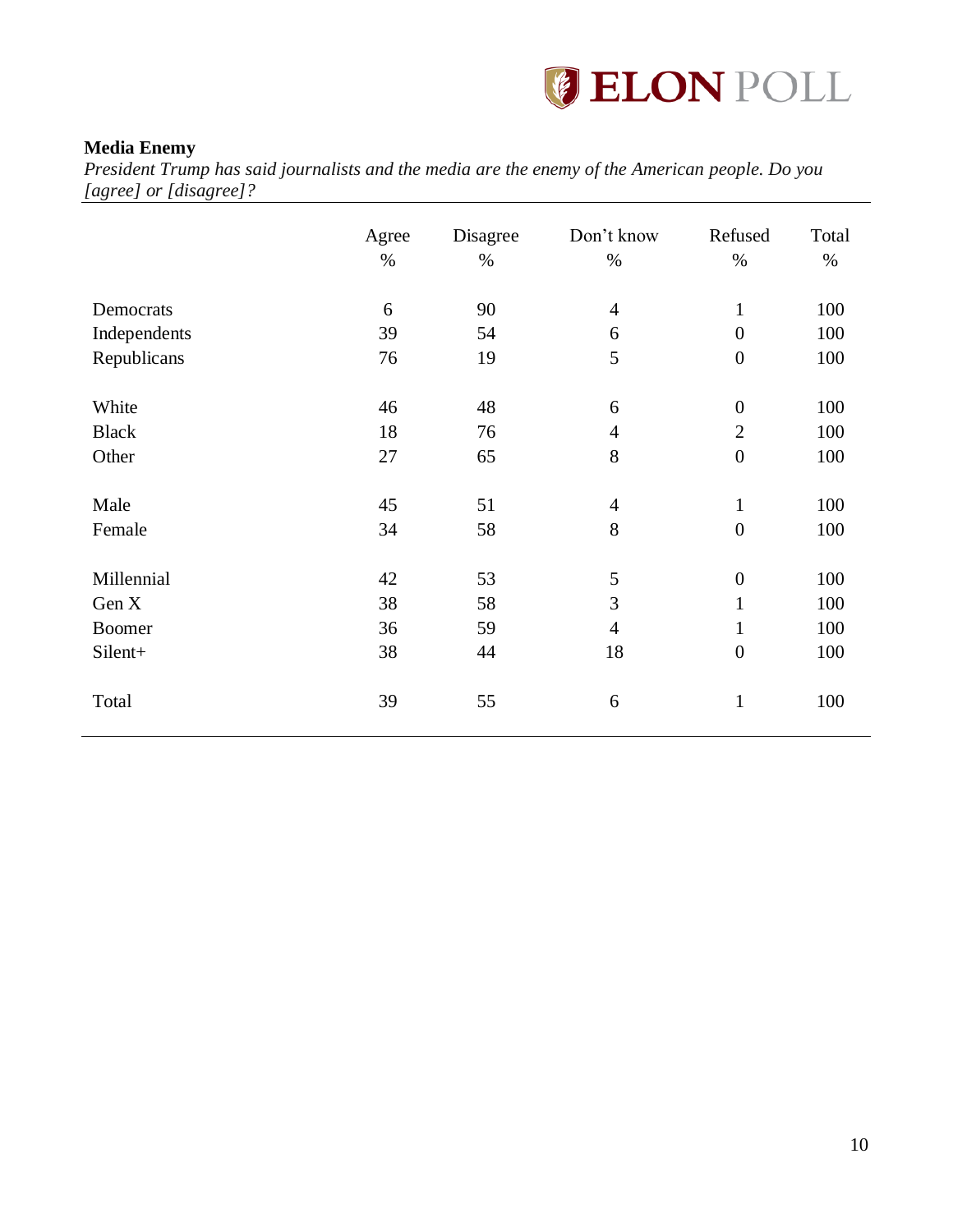**Media Enemy**

*President Trump has said journalists and the media are the enemy of the American people. Do you [agree] or [disagree]?*

| | Agree % | Disagree % | Don't know % | Refused % | Total % |
|---|---|---|---|---|---|
| Democrats | 6 | 90 | 4 | 1 | 100 |
| Independents | 39 | 54 | 6 | 0 | 100 |
| Republicans | 76 | 19 | 5 | 0 | 100 |
| White | 46 | 48 | 6 | 0 | 100 |
| Black | 18 | 76 | 4 | 2 | 100 |
| Other | 27 | 65 | 8 | 0 | 100 |
| Male | 45 | 51 | 4 | 1 | 100 |
| Female | 34 | 58 | 8 | 0 | 100 |
| Millennial | 42 | 53 | 5 | 0 | 100 |
| Gen X | 38 | 58 | 3 | 1 | 100 |
| Boomer | 36 | 59 | 4 | 1 | 100 |
| Silent+ | 38 | 44 | 18 | 0 | 100 |
| Total | 39 | 55 | 6 | 1 | 100 |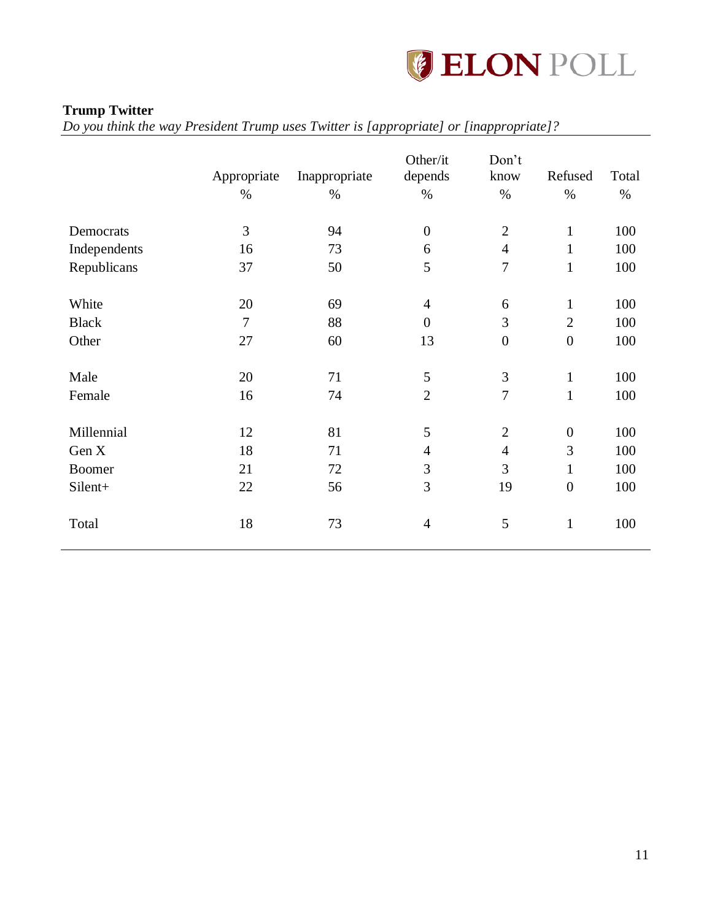**Trump Twitter**

*Do you think the way President Trump uses Twitter is [appropriate] or [inappropriate]?*

| | Appropriate % | Inappropriate % | Other/it depends % | Don't know % | Refused % | Total % |
|---|---|---|---|---|---|---|
| Democrats | 3 | 94 | 0 | 2 | 1 | 100 |
| Independents | 16 | 73 | 6 | 4 | 1 | 100 |
| Republicans | 37 | 50 | 5 | 7 | 1 | 100 |
| White | 20 | 69 | 4 | 6 | 1 | 100 |
| Black | 7 | 88 | 0 | 3 | 2 | 100 |
| Other | 27 | 60 | 13 | 0 | 0 | 100 |
| Male | 20 | 71 | 5 | 3 | 1 | 100 |
| Female | 16 | 74 | 2 | 7 | 1 | 100 |
| Millennial | 12 | 81 | 5 | 2 | 0 | 100 |
| Gen X | 18 | 71 | 4 | 4 | 3 | 100 |
| Boomer | 21 | 72 | 3 | 3 | 1 | 100 |
| Silent+ | 22 | 56 | 3 | 19 | 0 | 100 |
| Total | 18 | 73 | 4 | 5 | 1 | 100 |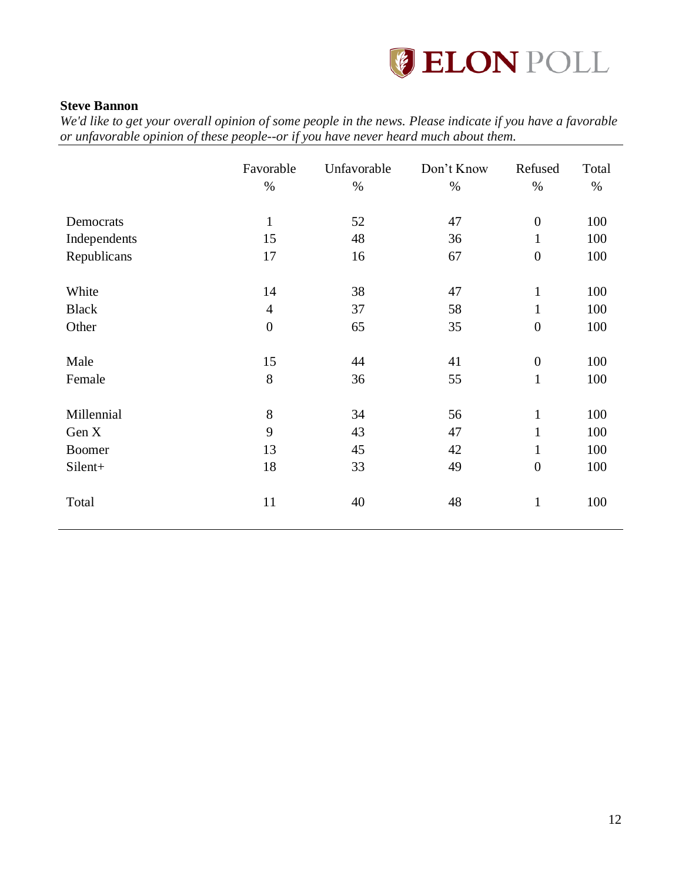**Steve Bannon**

*We'd like to get your overall opinion of some people in the news. Please indicate if you have a favorable or unfavorable opinion of these people--or if you have never heard much about them.*

| | Favorable | Unfavorable | Don't Know | Refused | Total |
|---|---|---|---|---|---|
| | % | % | % | % | % |
| Democrats | 1 | 52 | 47 | 0 | 100 |
| Independents | 15 | 48 | 36 | 1 | 100 |
| Republicans | 17 | 16 | 67 | 0 | 100 |
| White | 14 | 38 | 47 | 1 | 100 |
| Black | 4 | 37 | 58 | 1 | 100 |
| Other | 0 | 65 | 35 | 0 | 100 |
| Male | 15 | 44 | 41 | 0 | 100 |
| Female | 8 | 36 | 55 | 1 | 100 |
| Millennial | 8 | 34 | 56 | 1 | 100 |
| Gen X | 9 | 43 | 47 | 1 | 100 |
| Boomer | 13 | 45 | 42 | 1 | 100 |
| Silent+ | 18 | 33 | 49 | 0 | 100 |
| Total | 11 | 40 | 48 | 1 | 100 |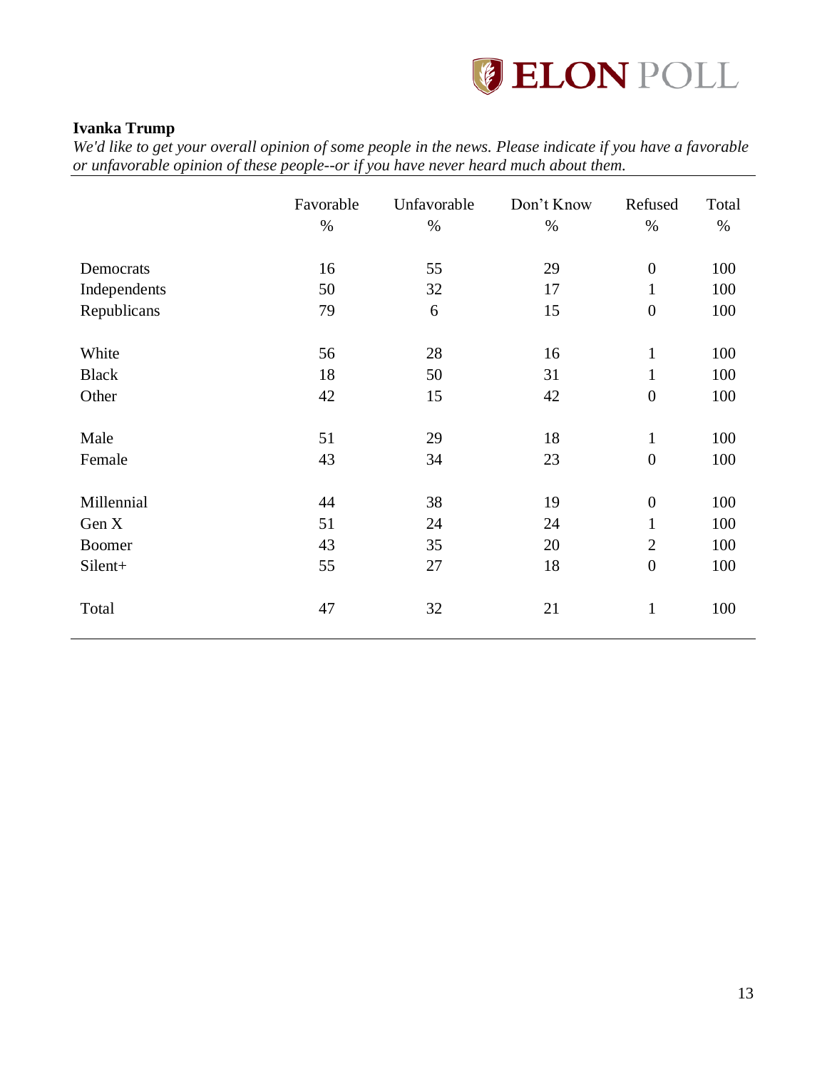**Ivanka Trump**

*We'd like to get your overall opinion of some people in the news. Please indicate if you have a favorable or unfavorable opinion of these people--or if you have never heard much about them.*

| | Favorable % | Unfavorable % | Don't Know % | Refused % | Total % |
|---|---|---|---|---|---|
| Democrats | 16 | 55 | 29 | 0 | 100 |
| Independents | 50 | 32 | 17 | 1 | 100 |
| Republicans | 79 | 6 | 15 | 0 | 100 |
| | | | | | |
| White | 56 | 28 | 16 | 1 | 100 |
| Black | 18 | 50 | 31 | 1 | 100 |
| Other | 42 | 15 | 42 | 0 | 100 |
| | | | | | |
| Male | 51 | 29 | 18 | 1 | 100 |
| Female | 43 | 34 | 23 | 0 | 100 |
| | | | | | |
| Millennial | 44 | 38 | 19 | 0 | 100 |
| Gen X | 51 | 24 | 24 | 1 | 100 |
| Boomer | 43 | 35 | 20 | 2 | 100 |
| Silent+ | 55 | 27 | 18 | 0 | 100 |
| | | | | | |
| Total | 47 | 32 | 21 | 1 | 100 |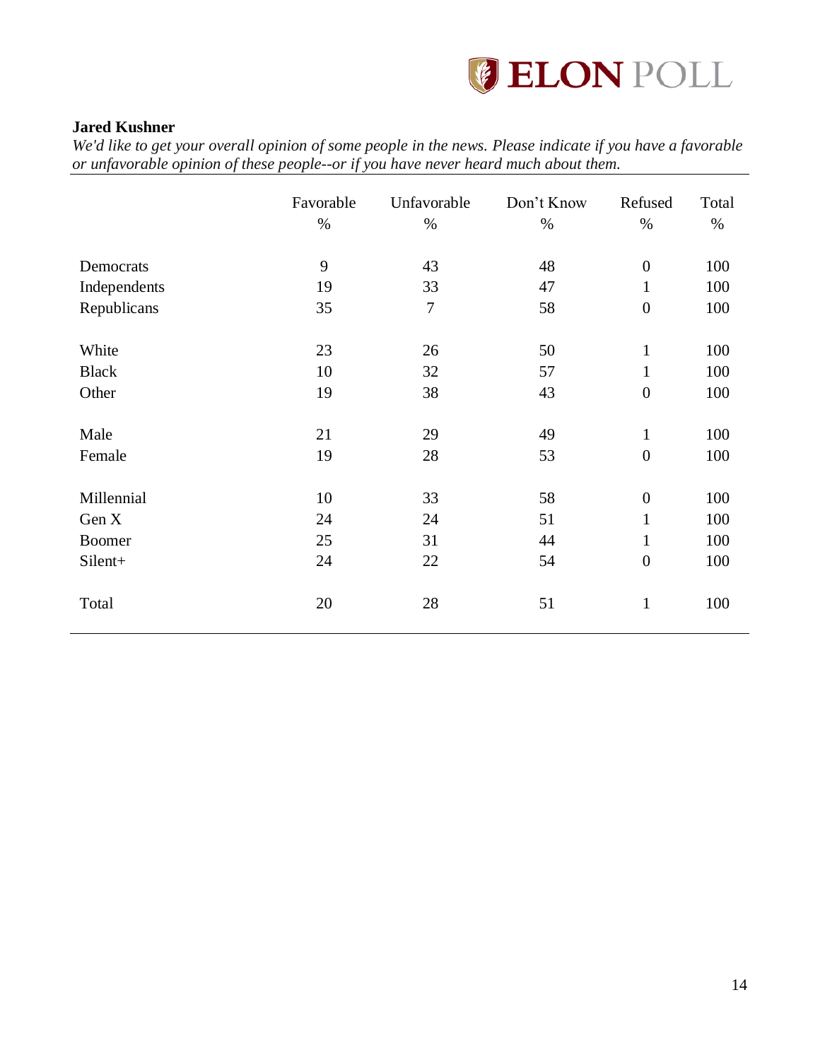**Jared Kushner**

*We'd like to get your overall opinion of some people in the news. Please indicate if you have a favorable or unfavorable opinion of these people--or if you have never heard much about them.*

| | Favorable % | Unfavorable % | Don't Know % | Refused % | Total % |
|---|---|---|---|---|---|
| Democrats | 9 | 43 | 48 | 0 | 100 |
| Independents | 19 | 33 | 47 | 1 | 100 |
| Republicans | 35 | 7 | 58 | 0 | 100 |
| White | 23 | 26 | 50 | 1 | 100 |
| Black | 10 | 32 | 57 | 1 | 100 |
| Other | 19 | 38 | 43 | 0 | 100 |
| Male | 21 | 29 | 49 | 1 | 100 |
| Female | 19 | 28 | 53 | 0 | 100 |
| Millennial | 10 | 33 | 58 | 0 | 100 |
| Gen X | 24 | 24 | 51 | 1 | 100 |
| Boomer | 25 | 31 | 44 | 1 | 100 |
| Silent+ | 24 | 22 | 54 | 0 | 100 |
| Total | 20 | 28 | 51 | 1 | 100 |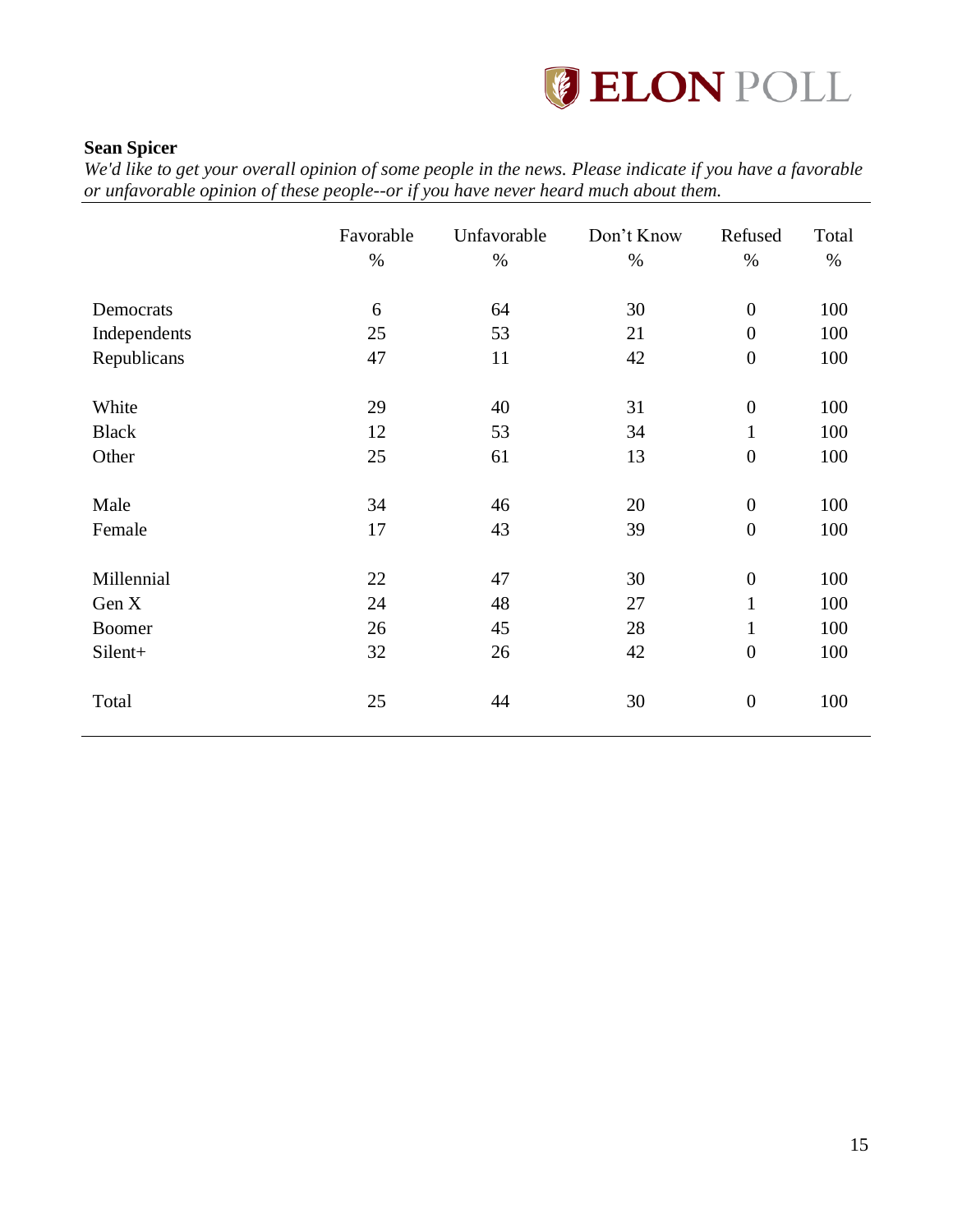**Sean Spicer**

*We'd like to get your overall opinion of some people in the news. Please indicate if you have a favorable or unfavorable opinion of these people--or if you have never heard much about them.*

| | Favorable % | Unfavorable % | Don't Know % | Refused % | Total % |
|---|---|---|---|---|---|
| Democrats | 6 | 64 | 30 | 0 | 100 |
| Independents | 25 | 53 | 21 | 0 | 100 |
| Republicans | 47 | 11 | 42 | 0 | 100 |
| | | | | | |
| White | 29 | 40 | 31 | 0 | 100 |
| Black | 12 | 53 | 34 | 1 | 100 |
| Other | 25 | 61 | 13 | 0 | 100 |
| | | | | | |
| Male | 34 | 46 | 20 | 0 | 100 |
| Female | 17 | 43 | 39 | 0 | 100 |
| | | | | | |
| Millennial | 22 | 47 | 30 | 0 | 100 |
| Gen X | 24 | 48 | 27 | 1 | 100 |
| Boomer | 26 | 45 | 28 | 1 | 100 |
| Silent+ | 32 | 26 | 42 | 0 | 100 |
| | | | | | |
| Total | 25 | 44 | 30 | 0 | 100 |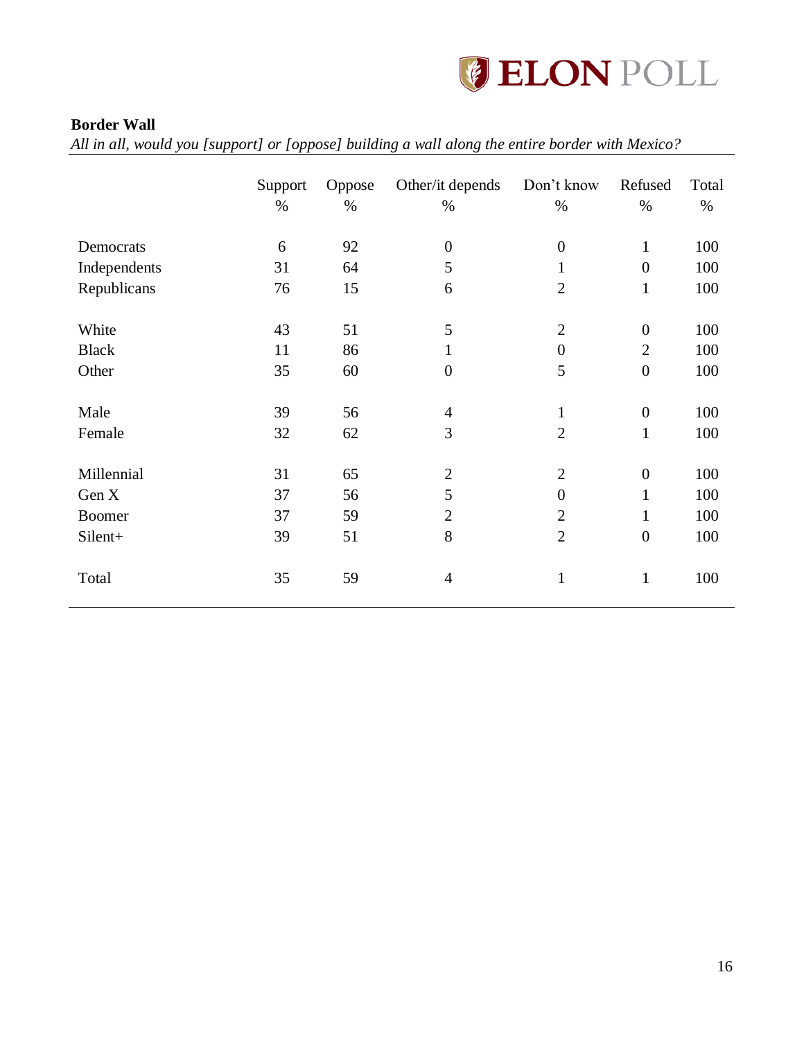**Border Wall**

*All in all, would you [support] or [oppose] building a wall along the entire border with Mexico?*

| | Support | Oppose | Other/it depends | Don't know | Refused | Total |
|---|---|---|---|---|---|---|
| | % | % | % | % | % | % |
| Democrats | 6 | 92 | 0 | 0 | 1 | 100 |
| Independents | 31 | 64 | 5 | 1 | 0 | 100 |
| Republicans | 76 | 15 | 6 | 2 | 1 | 100 |
| White | 43 | 51 | 5 | 2 | 0 | 100 |
| Black | 11 | 86 | 1 | 0 | 2 | 100 |
| Other | 35 | 60 | 0 | 5 | 0 | 100 |
| Male | 39 | 56 | 4 | 1 | 0 | 100 |
| Female | 32 | 62 | 3 | 2 | 1 | 100 |
| Millennial | 31 | 65 | 2 | 2 | 0 | 100 |
| Gen X | 37 | 56 | 5 | 0 | 1 | 100 |
| Boomer | 37 | 59 | 2 | 2 | 1 | 100 |
| Silent+ | 39 | 51 | 8 | 2 | 0 | 100 |
| Total | 35 | 59 | 4 | 1 | 1 | 100 |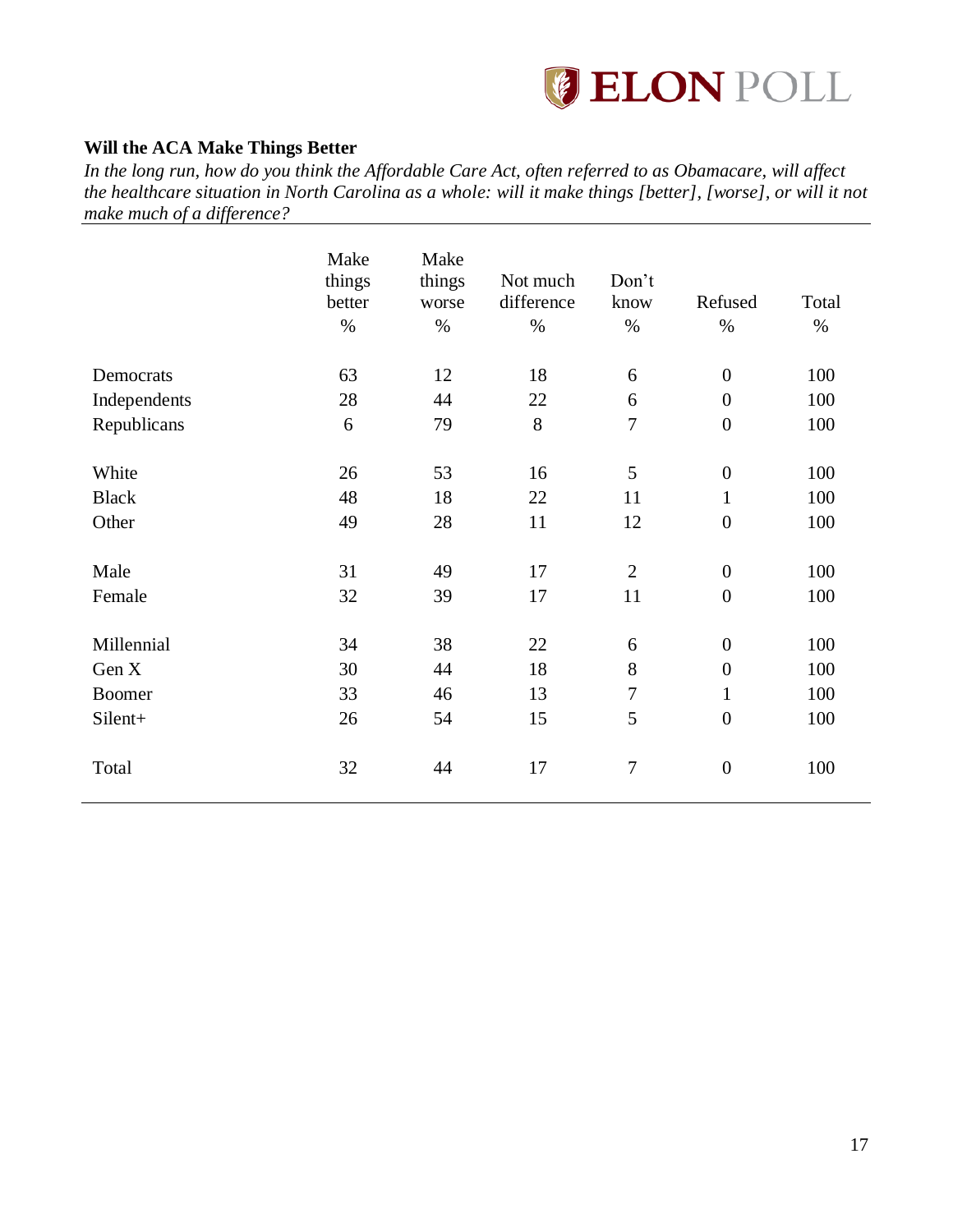### Will the ACA Make Things Better

*In the long run, how do you think the Affordable Care Act, often referred to as Obamacare, will affect the healthcare situation in North Carolina as a whole: will it make things [better], [worse], or will it not make much of a difference?*

| | Make things better % | Make things worse % | Not much difference % | Don't know % | Refused % | Total % |
|---|---|---|---|---|---|---|
| Democrats | 63 | 12 | 18 | 6 | 0 | 100 |
| Independents | 28 | 44 | 22 | 6 | 0 | 100 |
| Republicans | 6 | 79 | 8 | 7 | 0 | 100 |
| | | | | | | |
| White | 26 | 53 | 16 | 5 | 0 | 100 |
| Black | 48 | 18 | 22 | 11 | 1 | 100 |
| Other | 49 | 28 | 11 | 12 | 0 | 100 |
| | | | | | | |
| Male | 31 | 49 | 17 | 2 | 0 | 100 |
| Female | 32 | 39 | 17 | 11 | 0 | 100 |
| | | | | | | |
| Millennial | 34 | 38 | 22 | 6 | 0 | 100 |
| Gen X | 30 | 44 | 18 | 8 | 0 | 100 |
| Boomer | 33 | 46 | 13 | 7 | 1 | 100 |
| Silent+ | 26 | 54 | 15 | 5 | 0 | 100 |
| | | | | | | |
| Total | 32 | 44 | 17 | 7 | 0 | 100 |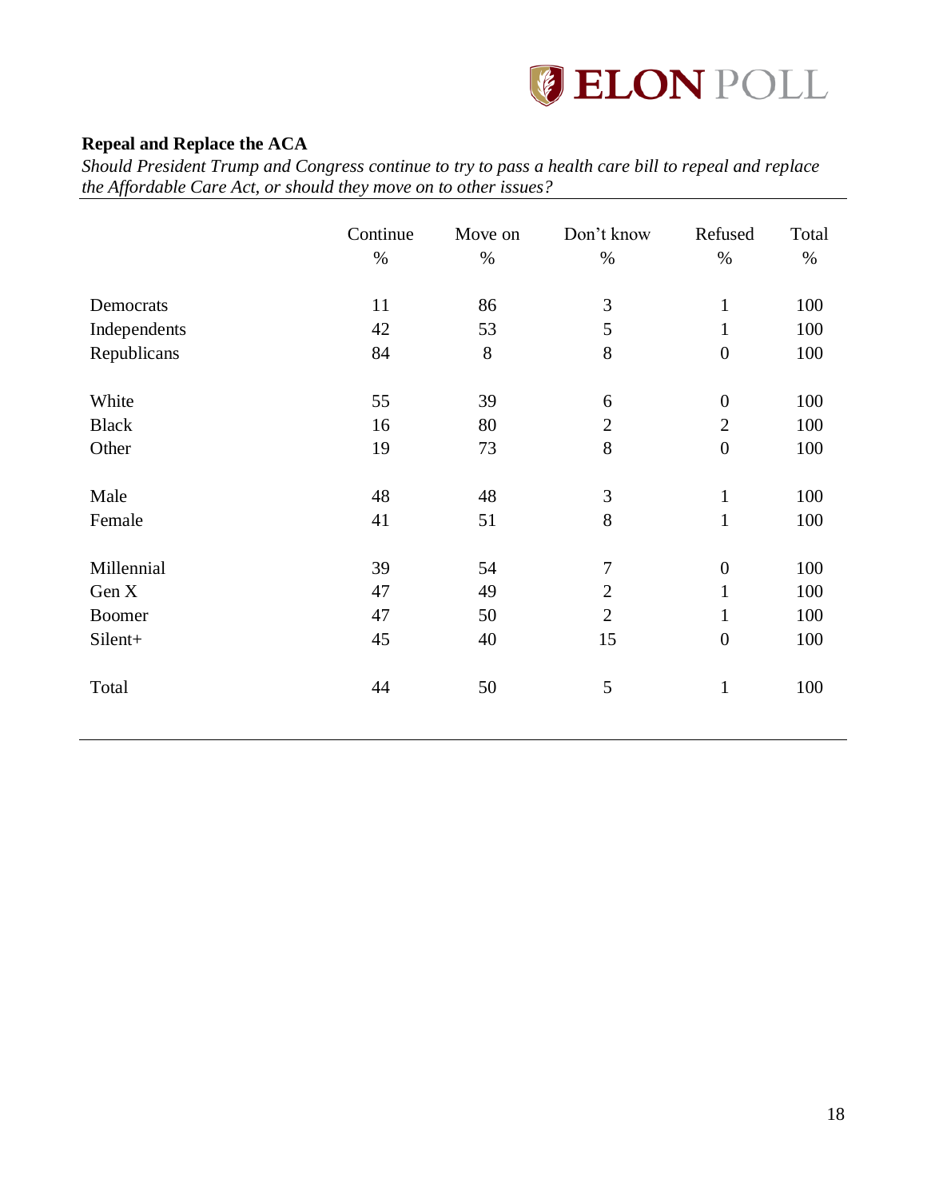**Repeal and Replace the ACA**

*Should President Trump and Congress continue to try to pass a health care bill to repeal and replace the Affordable Care Act, or should they move on to other issues?*

| | Continue | Move on | Don't know | Refused | Total |
|---|---|---|---|---|---|
| | % | % | % | % | % |
| Democrats | 11 | 86 | 3 | 1 | 100 |
| Independents | 42 | 53 | 5 | 1 | 100 |
| Republicans | 84 | 8 | 8 | 0 | 100 |
| White | 55 | 39 | 6 | 0 | 100 |
| Black | 16 | 80 | 2 | 2 | 100 |
| Other | 19 | 73 | 8 | 0 | 100 |
| Male | 48 | 48 | 3 | 1 | 100 |
| Female | 41 | 51 | 8 | 1 | 100 |
| Millennial | 39 | 54 | 7 | 0 | 100 |
| Gen X | 47 | 49 | 2 | 1 | 100 |
| Boomer | 47 | 50 | 2 | 1 | 100 |
| Silent+ | 45 | 40 | 15 | 0 | 100 |
| Total | 44 | 50 | 5 | 1 | 100 |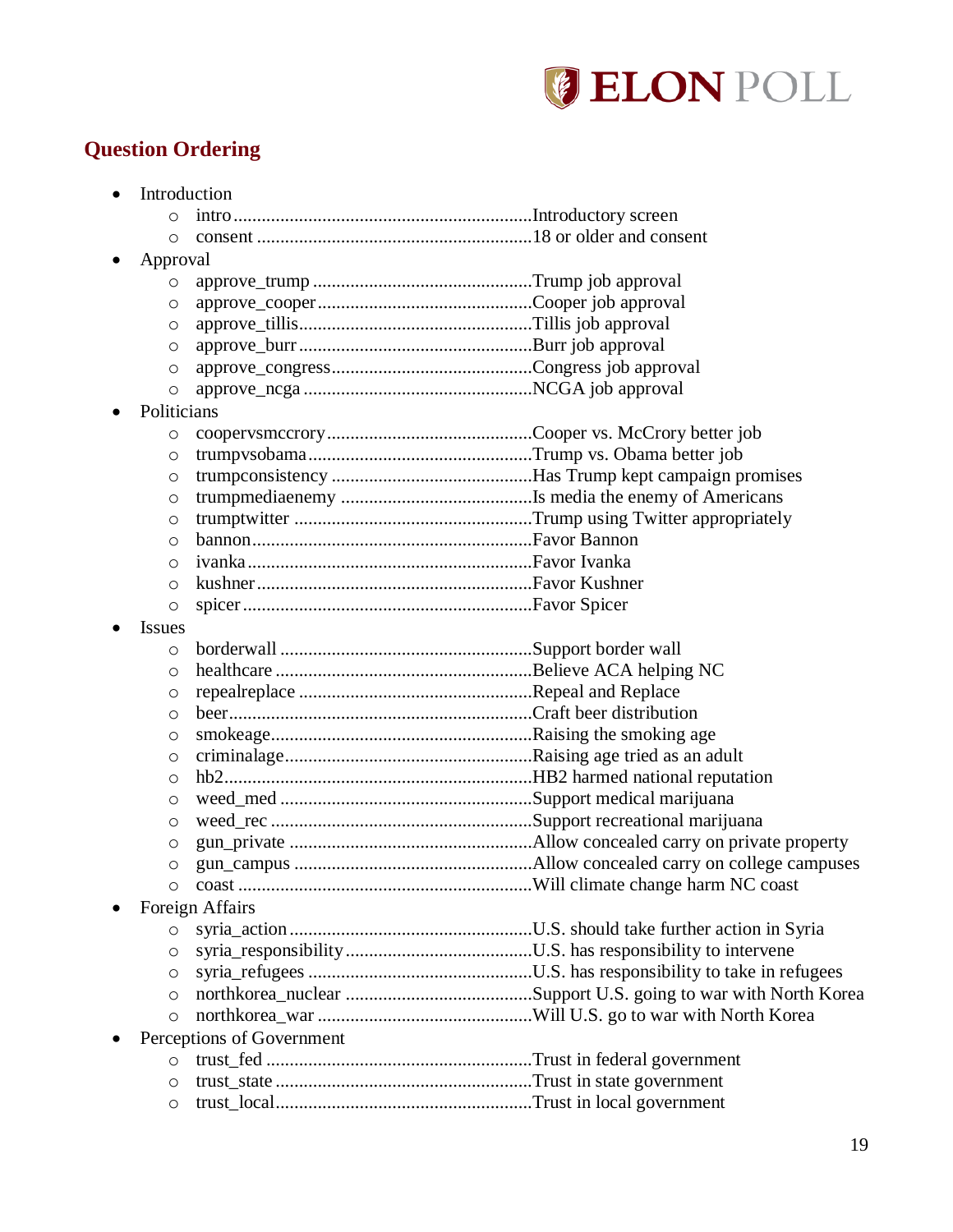## Question Ordering

- Introduction
  - intro ................................................................Introductory screen
  - consent ...........................................................18 or older and consent
- Approval
  - approve_trump ...............................................Trump job approval
  - approve_cooper..............................................Cooper job approval
  - approve_tillis..................................................Tillis job approval
  - approve_burr ..................................................Burr job approval
  - approve_congress...........................................Congress job approval
  - approve_ncga .................................................NCGA job approval
- Politicians
  - coopervsmccrory............................................Cooper vs. McCrory better job
  - trumpvsobama................................................Trump vs. Obama better job
  - trumpconsistency ...........................................Has Trump kept campaign promises
  - trumpmediaenemy .........................................Is media the enemy of Americans
  - trumptwitter ...................................................Trump using Twitter appropriately
  - bannon............................................................Favor Bannon
  - ivanka .............................................................Favor Ivanka
  - kushner...........................................................Favor Kushner
  - spicer ..............................................................Favor Spicer
- Issues
  - borderwall ......................................................Support border wall
  - healthcare .......................................................Believe ACA helping NC
  - repealreplace ..................................................Repeal and Replace
  - beer.................................................................Craft beer distribution
  - smokeage........................................................Raising the smoking age
  - criminalage.....................................................Raising age tried as an adult
  - hb2..................................................................HB2 harmed national reputation
  - weed_med ......................................................Support medical marijuana
  - weed_rec ........................................................Support recreational marijuana
  - gun_private ....................................................Allow concealed carry on private property
  - gun_campus ...................................................Allow concealed carry on college campuses
  - coast ...............................................................Will climate change harm NC coast
- Foreign Affairs
  - syria_action....................................................U.S. should take further action in Syria
  - syria_responsibility........................................U.S. has responsibility to intervene
  - syria_refugees ................................................U.S. has responsibility to take in refugees
  - northkorea_nuclear ........................................Support U.S. going to war with North Korea
  - northkorea_war ..............................................Will U.S. go to war with North Korea
- Perceptions of Government
  - trust_fed .........................................................Trust in federal government
  - trust_state .......................................................Trust in state government
  - trust_local.......................................................Trust in local government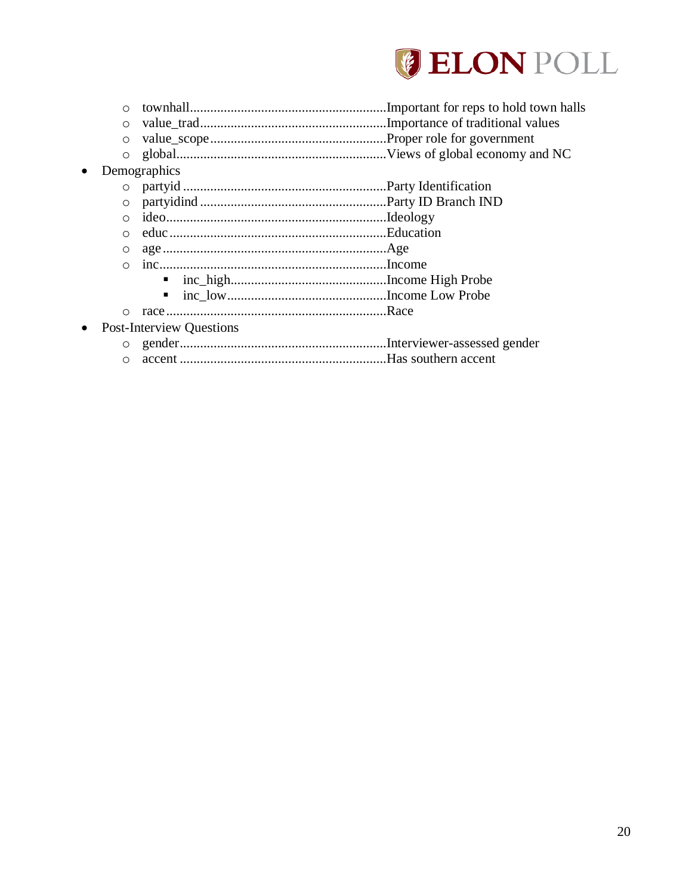- townhall..........................................................Important for reps to hold town halls
- value_trad.......................................................Importance of traditional values
- value_scope....................................................Proper role for government
- global..............................................................Views of global economy and NC

- Demographics
  - partyid ............................................................Party Identification
  - partyidind .......................................................Party ID Branch IND
  - ideo.................................................................Ideology
  - educ ................................................................Education
  - age ..................................................................Age
  - inc....................................................................Income
    - inc_high..............................................Income High Probe
    - inc_low...............................................Income Low Probe
  - race .................................................................Race
- Post-Interview Questions
  - gender.............................................................Interviewer-assessed gender
  - accent .............................................................Has southern accent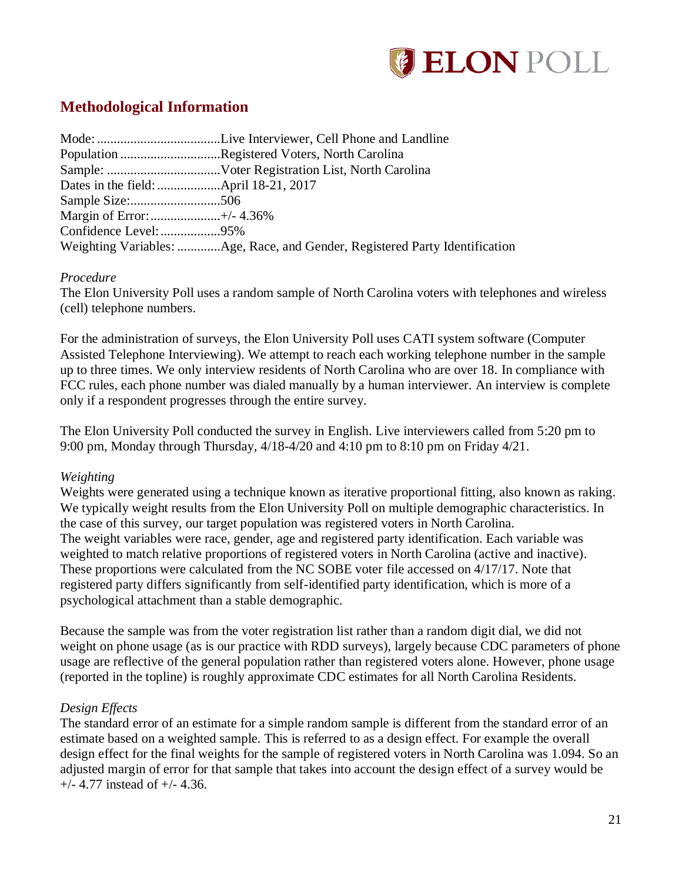## Methodological Information

Mode: .....................................Live Interviewer, Cell Phone and Landline
Population ..............................Registered Voters, North Carolina
Sample: ..................................Voter Registration List, North Carolina
Dates in the field: ...................April 18-21, 2017
Sample Size:...........................506
Margin of Error:.....................+/- 4.36%
Confidence Level:..................95%
Weighting Variables: .............Age, Race, and Gender, Registered Party Identification

*Procedure*
The Elon University Poll uses a random sample of North Carolina voters with telephones and wireless (cell) telephone numbers.

For the administration of surveys, the Elon University Poll uses CATI system software (Computer Assisted Telephone Interviewing). We attempt to reach each working telephone number in the sample up to three times. We only interview residents of North Carolina who are over 18. In compliance with FCC rules, each phone number was dialed manually by a human interviewer. An interview is complete only if a respondent progresses through the entire survey.

The Elon University Poll conducted the survey in English. Live interviewers called from 5:20 pm to 9:00 pm, Monday through Thursday, 4/18-4/20 and 4:10 pm to 8:10 pm on Friday 4/21.

*Weighting*
Weights were generated using a technique known as iterative proportional fitting, also known as raking. We typically weight results from the Elon University Poll on multiple demographic characteristics. In the case of this survey, our target population was registered voters in North Carolina. The weight variables were race, gender, age and registered party identification. Each variable was weighted to match relative proportions of registered voters in North Carolina (active and inactive). These proportions were calculated from the NC SOBE voter file accessed on 4/17/17. Note that registered party differs significantly from self-identified party identification, which is more of a psychological attachment than a stable demographic.

Because the sample was from the voter registration list rather than a random digit dial, we did not weight on phone usage (as is our practice with RDD surveys), largely because CDC parameters of phone usage are reflective of the general population rather than registered voters alone. However, phone usage (reported in the topline) is roughly approximate CDC estimates for all North Carolina Residents.

*Design Effects*
The standard error of an estimate for a simple random sample is different from the standard error of an estimate based on a weighted sample. This is referred to as a design effect. For example the overall design effect for the final weights for the sample of registered voters in North Carolina was 1.094. So an adjusted margin of error for that sample that takes into account the design effect of a survey would be +/- 4.77 instead of +/- 4.36.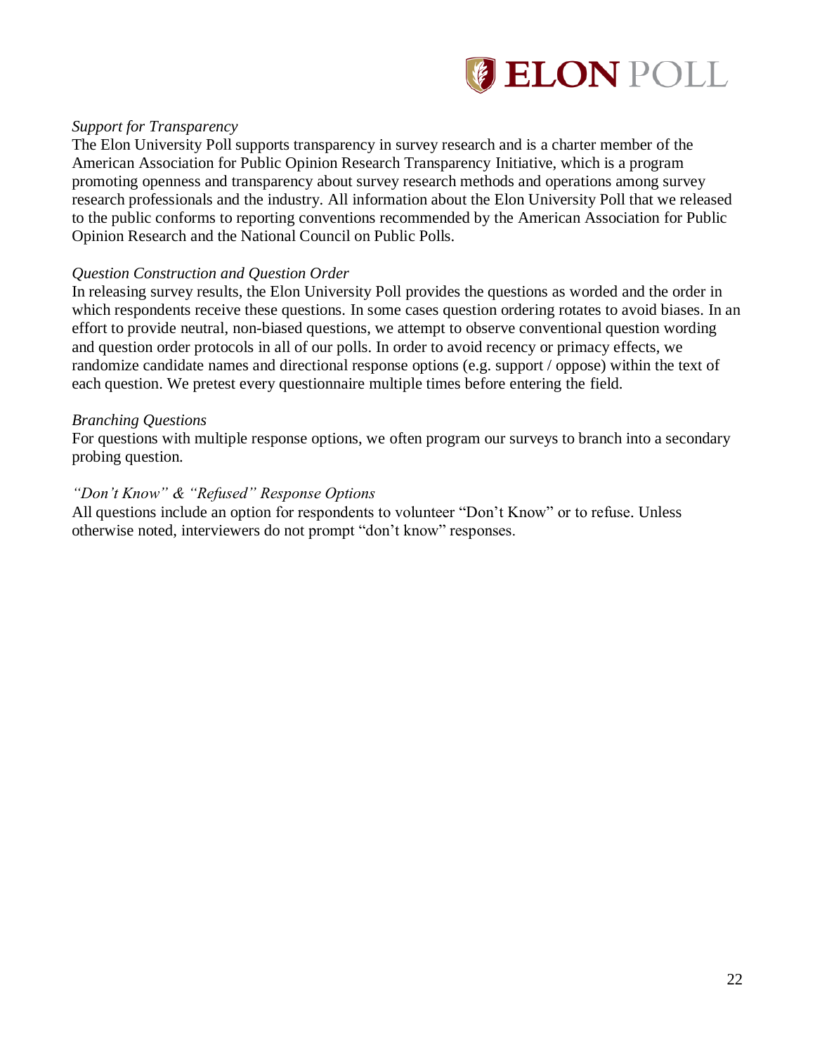*Support for Transparency*

The Elon University Poll supports transparency in survey research and is a charter member of the American Association for Public Opinion Research Transparency Initiative, which is a program promoting openness and transparency about survey research methods and operations among survey research professionals and the industry. All information about the Elon University Poll that we released to the public conforms to reporting conventions recommended by the American Association for Public Opinion Research and the National Council on Public Polls.

*Question Construction and Question Order*

In releasing survey results, the Elon University Poll provides the questions as worded and the order in which respondents receive these questions. In some cases question ordering rotates to avoid biases. In an effort to provide neutral, non-biased questions, we attempt to observe conventional question wording and question order protocols in all of our polls. In order to avoid recency or primacy effects, we randomize candidate names and directional response options (e.g. support / oppose) within the text of each question. We pretest every questionnaire multiple times before entering the field.

*Branching Questions*

For questions with multiple response options, we often program our surveys to branch into a secondary probing question.

*"Don't Know" & "Refused" Response Options*

All questions include an option for respondents to volunteer "Don't Know" or to refuse. Unless otherwise noted, interviewers do not prompt "don't know" responses.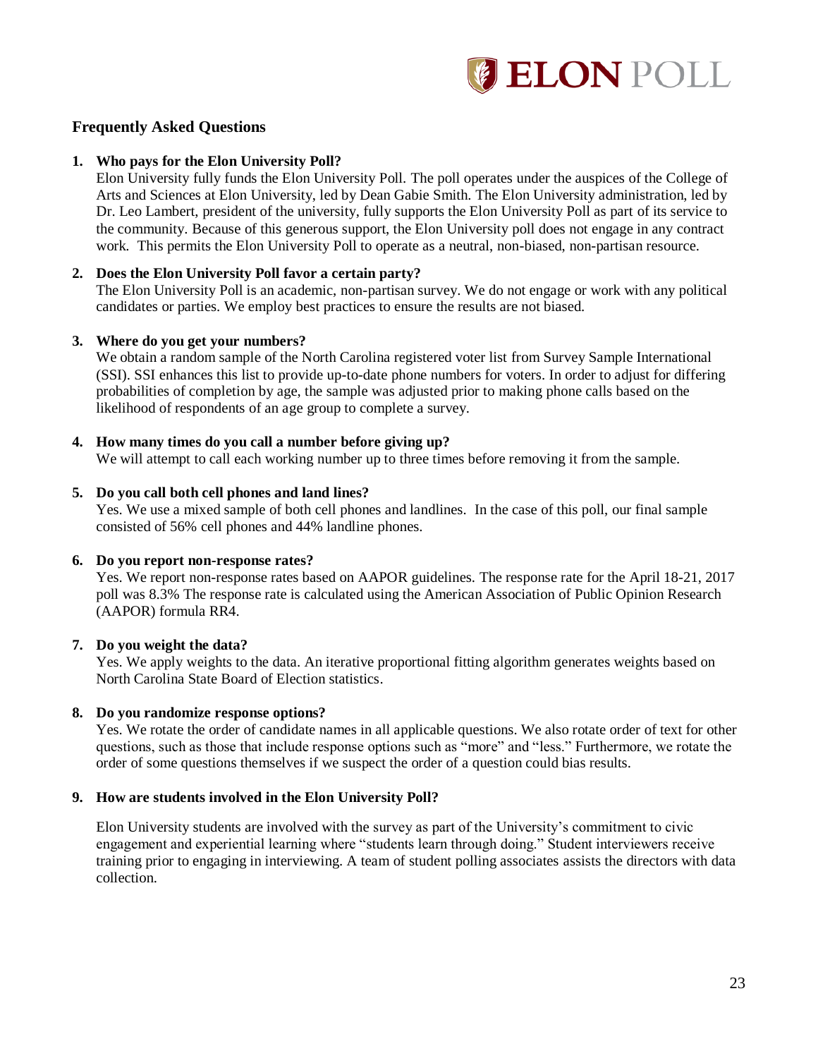## Frequently Asked Questions

1. **Who pays for the Elon University Poll?**
   Elon University fully funds the Elon University Poll. The poll operates under the auspices of the College of Arts and Sciences at Elon University, led by Dean Gabie Smith. The Elon University administration, led by Dr. Leo Lambert, president of the university, fully supports the Elon University Poll as part of its service to the community. Because of this generous support, the Elon University poll does not engage in any contract work. This permits the Elon University Poll to operate as a neutral, non-biased, non-partisan resource.

2. **Does the Elon University Poll favor a certain party?**
   The Elon University Poll is an academic, non-partisan survey. We do not engage or work with any political candidates or parties. We employ best practices to ensure the results are not biased.

3. **Where do you get your numbers?**
   We obtain a random sample of the North Carolina registered voter list from Survey Sample International (SSI). SSI enhances this list to provide up-to-date phone numbers for voters. In order to adjust for differing probabilities of completion by age, the sample was adjusted prior to making phone calls based on the likelihood of respondents of an age group to complete a survey.

4. **How many times do you call a number before giving up?**
   We will attempt to call each working number up to three times before removing it from the sample.

5. **Do you call both cell phones and land lines?**
   Yes. We use a mixed sample of both cell phones and landlines. In the case of this poll, our final sample consisted of 56% cell phones and 44% landline phones.

6. **Do you report non-response rates?**
   Yes. We report non-response rates based on AAPOR guidelines. The response rate for the April 18-21, 2017 poll was 8.3% The response rate is calculated using the American Association of Public Opinion Research (AAPOR) formula RR4.

7. **Do you weight the data?**
   Yes. We apply weights to the data. An iterative proportional fitting algorithm generates weights based on North Carolina State Board of Election statistics.

8. **Do you randomize response options?**
   Yes. We rotate the order of candidate names in all applicable questions. We also rotate order of text for other questions, such as those that include response options such as "more" and "less." Furthermore, we rotate the order of some questions themselves if we suspect the order of a question could bias results.

9. **How are students involved in the Elon University Poll?**

   Elon University students are involved with the survey as part of the University's commitment to civic engagement and experiential learning where "students learn through doing." Student interviewers receive training prior to engaging in interviewing. A team of student polling associates assists the directors with data collection.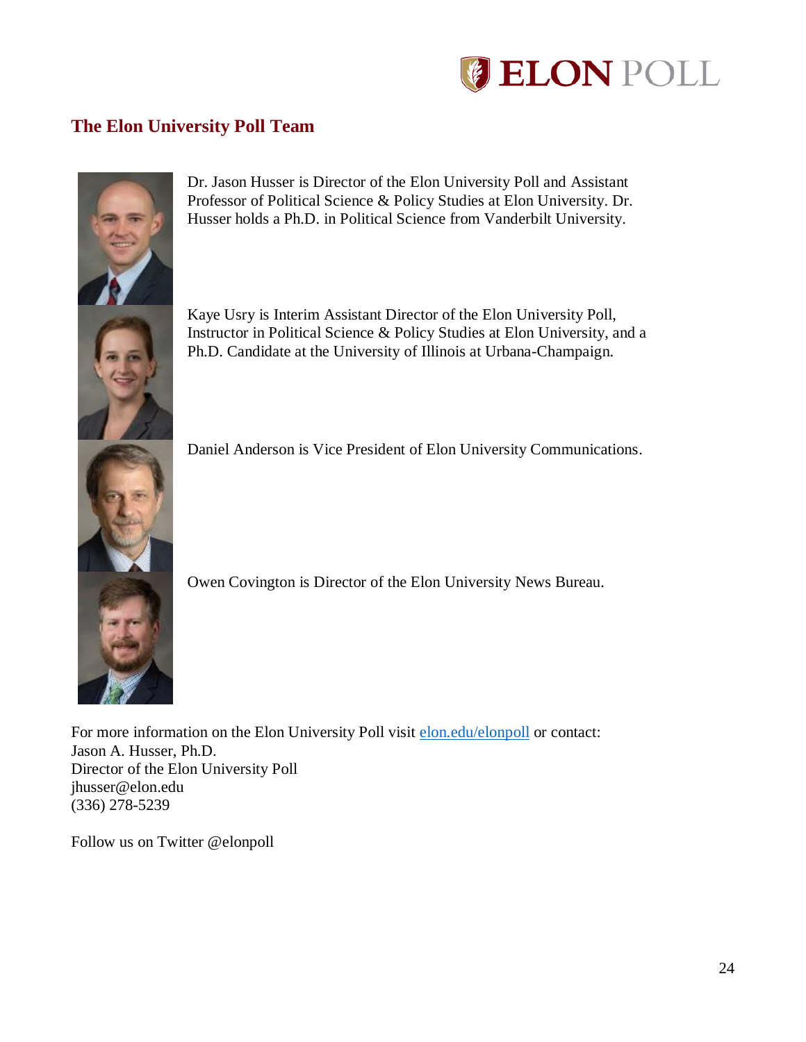ELON POLL

## The Elon University Poll Team

Dr. Jason Husser is Director of the Elon University Poll and Assistant Professor of Political Science & Policy Studies at Elon University. Dr. Husser holds a Ph.D. in Political Science from Vanderbilt University.

Kaye Usry is Interim Assistant Director of the Elon University Poll, Instructor in Political Science & Policy Studies at Elon University, and a Ph.D. Candidate at the University of Illinois at Urbana-Champaign.

Daniel Anderson is Vice President of Elon University Communications.

Owen Covington is Director of the Elon University News Bureau.

For more information on the Elon University Poll visit [elon.edu/elonpoll](elon.edu/elonpoll) or contact:
Jason A. Husser, Ph.D.
Director of the Elon University Poll
jhusser@elon.edu
(336) 278-5239

Follow us on Twitter @elonpoll